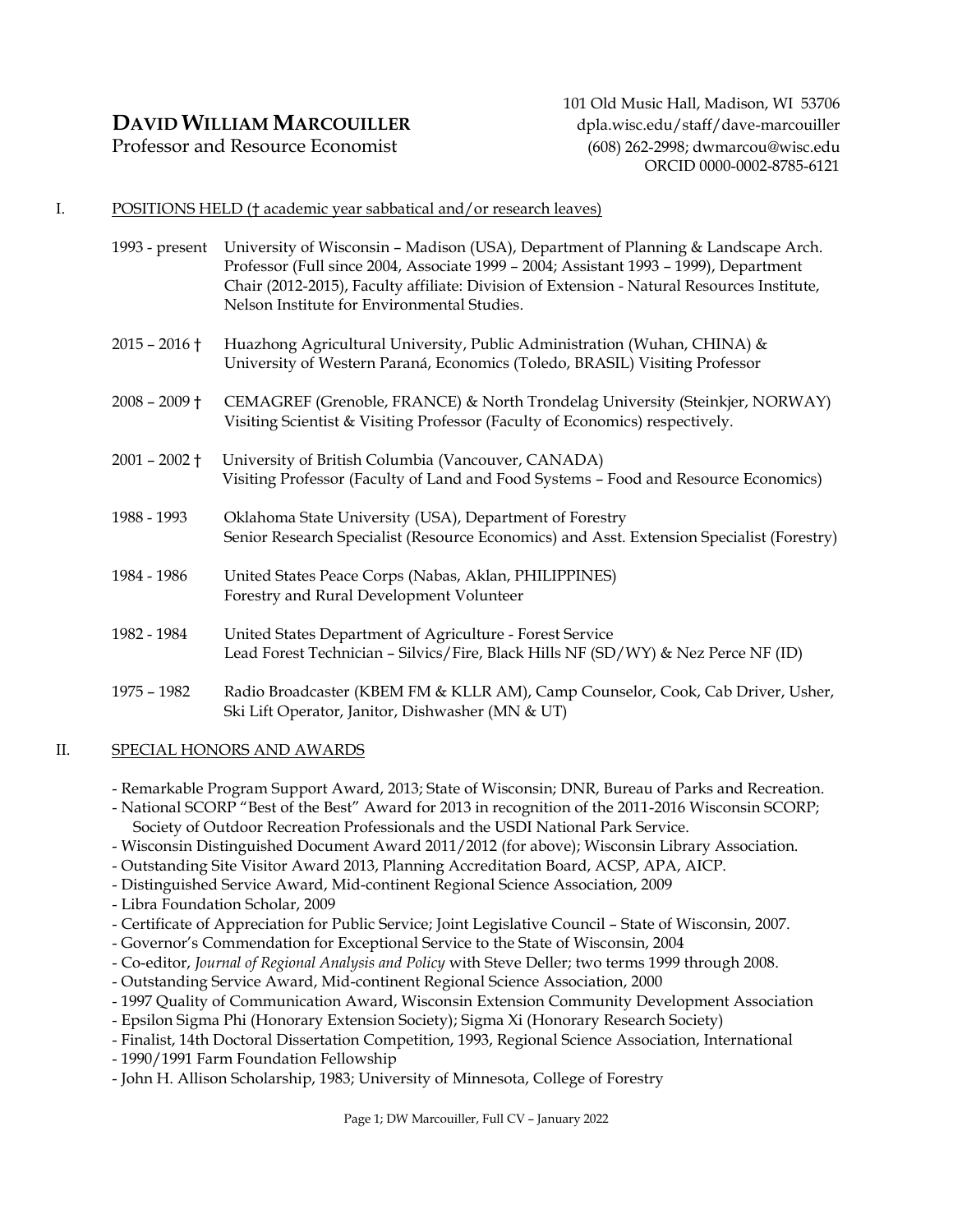# DAVID WILLIAM MARCOUILLER

Professor and Resource Economist

101 Old Music Hall, Madison, WI 53706
dpla.wisc.edu/staff/dave-marcouiller
(608) 262-2998; dwmarcou@wisc.edu
ORCID 0000-0002-8785-6121

## I. POSITIONS HELD († academic year sabbatical and/or research leaves)

**1993 - present** — University of Wisconsin – Madison (USA), Department of Planning & Landscape Arch. Professor (Full since 2004, Associate 1999 – 2004; Assistant 1993 – 1999), Department Chair (2012-2015), Faculty affiliate: Division of Extension - Natural Resources Institute, Nelson Institute for Environmental Studies.

**2015 – 2016 †** — Huazhong Agricultural University, Public Administration (Wuhan, CHINA) & University of Western Paraná, Economics (Toledo, BRASIL) Visiting Professor

**2008 – 2009 †** — CEMAGREF (Grenoble, FRANCE) & North Trondelag University (Steinkjer, NORWAY) Visiting Scientist & Visiting Professor (Faculty of Economics) respectively.

**2001 – 2002 †** — University of British Columbia (Vancouver, CANADA) Visiting Professor (Faculty of Land and Food Systems – Food and Resource Economics)

**1988 - 1993** — Oklahoma State University (USA), Department of Forestry Senior Research Specialist (Resource Economics) and Asst. Extension Specialist (Forestry)

**1984 - 1986** — United States Peace Corps (Nabas, Aklan, PHILIPPINES) Forestry and Rural Development Volunteer

**1982 - 1984** — United States Department of Agriculture - Forest Service Lead Forest Technician – Silvics/Fire, Black Hills NF (SD/WY) & Nez Perce NF (ID)

**1975 – 1982** — Radio Broadcaster (KBEM FM & KLLR AM), Camp Counselor, Cook, Cab Driver, Usher, Ski Lift Operator, Janitor, Dishwasher (MN & UT)

## II. SPECIAL HONORS AND AWARDS

- Remarkable Program Support Award, 2013; State of Wisconsin; DNR, Bureau of Parks and Recreation.
- National SCORP "Best of the Best" Award for 2013 in recognition of the 2011-2016 Wisconsin SCORP; Society of Outdoor Recreation Professionals and the USDI National Park Service.
- Wisconsin Distinguished Document Award 2011/2012 (for above); Wisconsin Library Association.
- Outstanding Site Visitor Award 2013, Planning Accreditation Board, ACSP, APA, AICP.
- Distinguished Service Award, Mid-continent Regional Science Association, 2009
- Libra Foundation Scholar, 2009
- Certificate of Appreciation for Public Service; Joint Legislative Council – State of Wisconsin, 2007.
- Governor's Commendation for Exceptional Service to the State of Wisconsin, 2004
- Co-editor, *Journal of Regional Analysis and Policy* with Steve Deller; two terms 1999 through 2008.
- Outstanding Service Award, Mid-continent Regional Science Association, 2000
- 1997 Quality of Communication Award, Wisconsin Extension Community Development Association
- Epsilon Sigma Phi (Honorary Extension Society); Sigma Xi (Honorary Research Society)
- Finalist, 14th Doctoral Dissertation Competition, 1993, Regional Science Association, International
- 1990/1991 Farm Foundation Fellowship
- John H. Allison Scholarship, 1983; University of Minnesota, College of Forestry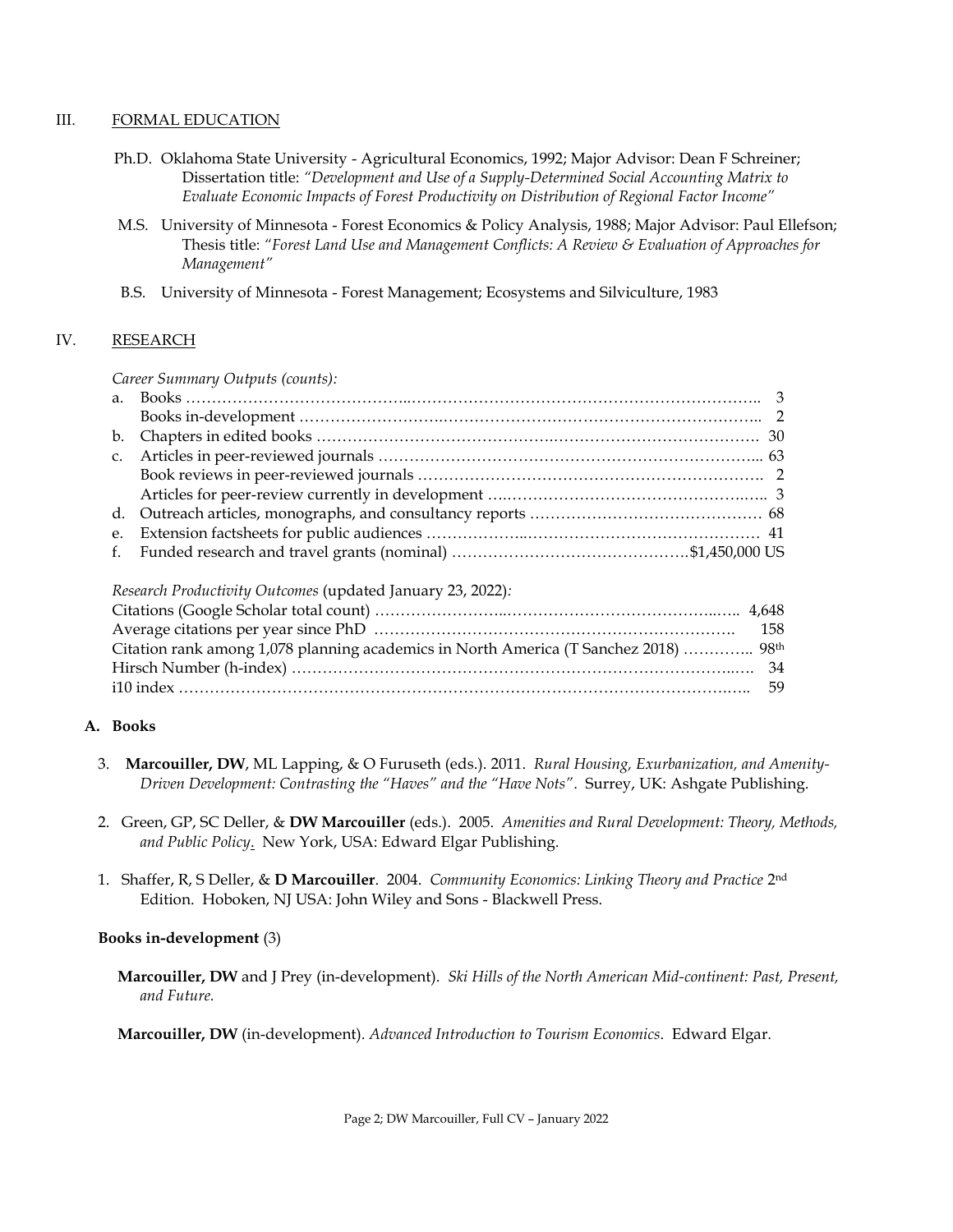## III. FORMAL EDUCATION

Ph.D. Oklahoma State University - Agricultural Economics, 1992; Major Advisor: Dean F Schreiner; Dissertation title: *"Development and Use of a Supply-Determined Social Accounting Matrix to Evaluate Economic Impacts of Forest Productivity on Distribution of Regional Factor Income"*

M.S. University of Minnesota - Forest Economics & Policy Analysis, 1988; Major Advisor: Paul Ellefson; Thesis title: *"Forest Land Use and Management Conflicts: A Review & Evaluation of Approaches for Management"*

B.S. University of Minnesota - Forest Management; Ecosystems and Silviculture, 1983

## IV. RESEARCH

*Career Summary Outputs (counts):*

| | | |
|---|---|---|
| a. | Books | 3 |
| | Books in-development | 2 |
| b. | Chapters in edited books | 30 |
| c. | Articles in peer-reviewed journals | 63 |
| | Book reviews in peer-reviewed journals | 2 |
| | Articles for peer-review currently in development | 3 |
| d. | Outreach articles, monographs, and consultancy reports | 68 |
| e. | Extension factsheets for public audiences | 41 |
| f. | Funded research and travel grants (nominal) | $1,450,000 US |

*Research Productivity Outcomes* (updated January 23, 2022)*:*

| | |
|---|---|
| Citations (Google Scholar total count) | 4,648 |
| Average citations per year since PhD | 158 |
| Citation rank among 1,078 planning academics in North America (T Sanchez 2018) | 98th |
| Hirsch Number (h-index) | 34 |
| i10 index | 59 |

### A. Books

3. **Marcouiller, DW**, ML Lapping, & O Furuseth (eds.). 2011. *Rural Housing, Exurbanization, and Amenity-Driven Development: Contrasting the "Haves" and the "Have Nots"*. Surrey, UK: Ashgate Publishing.

2. Green, GP, SC Deller, & **DW Marcouiller** (eds.). 2005. *Amenities and Rural Development: Theory, Methods, and Public Policy*. New York, USA: Edward Elgar Publishing.

1. Shaffer, R, S Deller, & **D Marcouiller**. 2004. *Community Economics: Linking Theory and Practice* 2nd Edition. Hoboken, NJ USA: John Wiley and Sons - Blackwell Press.

**Books in-development** (3)

**Marcouiller, DW** and J Prey (in-development). *Ski Hills of the North American Mid-continent: Past, Present, and Future.*

**Marcouiller, DW** (in-development). *Advanced Introduction to Tourism Economics*. Edward Elgar.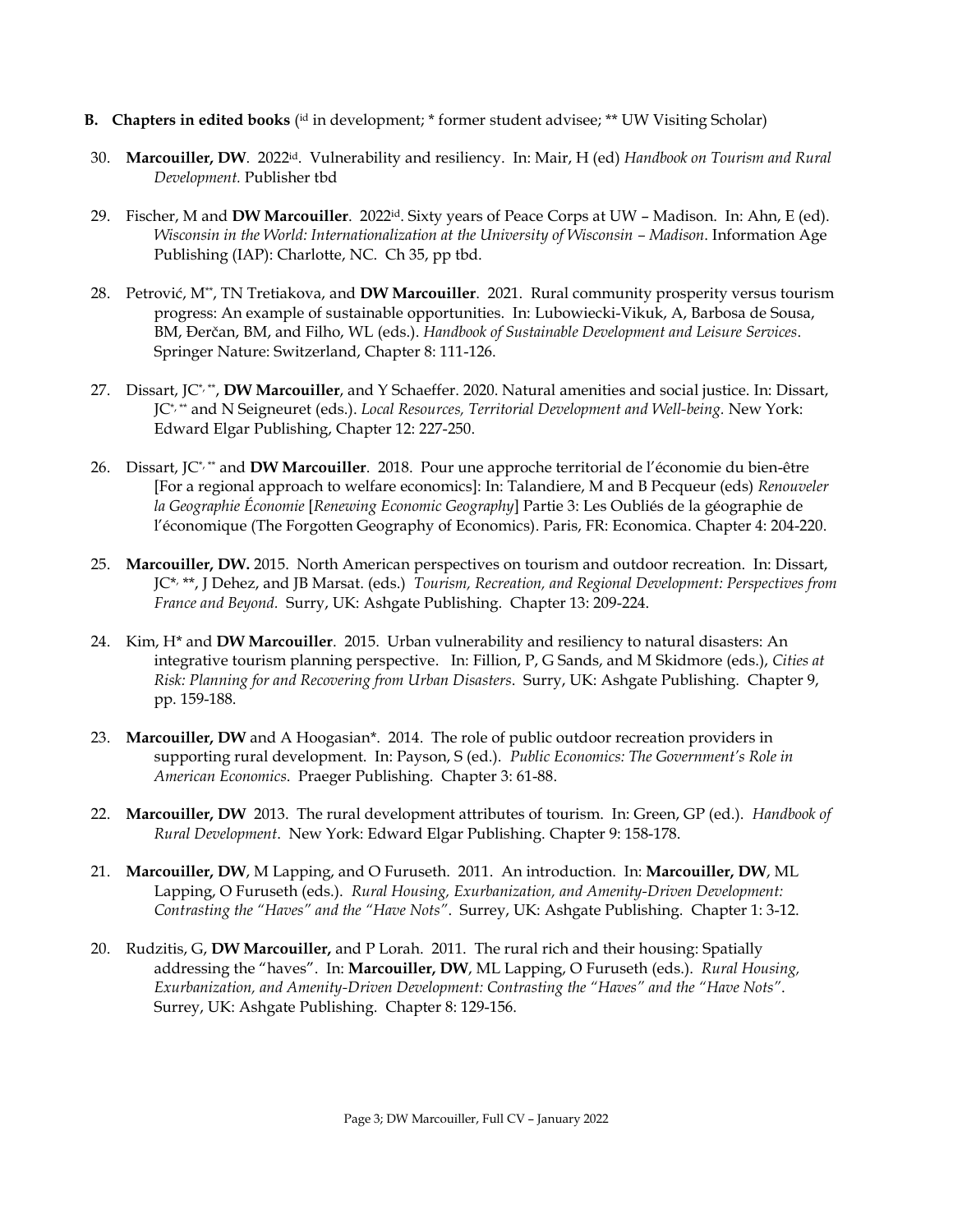**B. Chapters in edited books** ([id] in development; * former student advisee; ** UW Visiting Scholar)

30. **Marcouiller, DW**. 2022[id]. Vulnerability and resiliency. In: Mair, H (ed) *Handbook on Tourism and Rural Development.* Publisher tbd

29. Fischer, M and **DW Marcouiller**. 2022[id]. Sixty years of Peace Corps at UW – Madison. In: Ahn, E (ed). *Wisconsin in the World: Internationalization at the University of Wisconsin – Madison*. Information Age Publishing (IAP): Charlotte, NC. Ch 35, pp tbd.

28. Petrović, M**, TN Tretiakova, and **DW Marcouiller**. 2021. Rural community prosperity versus tourism progress: An example of sustainable opportunities. In: Lubowiecki-Vikuk, A, Barbosa de Sousa, BM, Đerčan, BM, and Filho, WL (eds.). *Handbook of Sustainable Development and Leisure Services*. Springer Nature: Switzerland, Chapter 8: 111-126.

27. Dissart, JC*, **, **DW Marcouiller**, and Y Schaeffer. 2020. Natural amenities and social justice. In: Dissart, JC*, ** and N Seigneuret (eds.). *Local Resources, Territorial Development and Well-being.* New York: Edward Elgar Publishing, Chapter 12: 227-250.

26. Dissart, JC*, ** and **DW Marcouiller**. 2018. Pour une approche territorial de l'économie du bien-être [For a regional approach to welfare economics]: In: Talandiere, M and B Pecqueur (eds) *Renouveler la Geographie Économie* [*Renewing Economic Geography*] Partie 3: Les Oubliés de la géographie de l'économique (The Forgotten Geography of Economics). Paris, FR: Economica. Chapter 4: 204-220.

25. **Marcouiller, DW.** 2015. North American perspectives on tourism and outdoor recreation. In: Dissart, JC*, **, J Dehez, and JB Marsat. (eds.) *Tourism, Recreation, and Regional Development: Perspectives from France and Beyond*. Surry, UK: Ashgate Publishing. Chapter 13: 209-224.

24. Kim, H* and **DW Marcouiller**. 2015. Urban vulnerability and resiliency to natural disasters: An integrative tourism planning perspective. In: Fillion, P, G Sands, and M Skidmore (eds.), *Cities at Risk: Planning for and Recovering from Urban Disasters*. Surry, UK: Ashgate Publishing. Chapter 9, pp. 159-188.

23. **Marcouiller, DW** and A Hoogasian*. 2014. The role of public outdoor recreation providers in supporting rural development. In: Payson, S (ed.). *Public Economics: The Government's Role in American Economics*. Praeger Publishing. Chapter 3: 61-88.

22. **Marcouiller, DW** 2013. The rural development attributes of tourism. In: Green, GP (ed.). *Handbook of Rural Development*. New York: Edward Elgar Publishing. Chapter 9: 158-178.

21. **Marcouiller, DW**, M Lapping, and O Furuseth. 2011. An introduction. In: **Marcouiller, DW**, ML Lapping, O Furuseth (eds.). *Rural Housing, Exurbanization, and Amenity-Driven Development: Contrasting the "Haves" and the "Have Nots"*. Surrey, UK: Ashgate Publishing. Chapter 1: 3-12.

20. Rudzitis, G, **DW Marcouiller,** and P Lorah. 2011. The rural rich and their housing: Spatially addressing the "haves". In: **Marcouiller, DW**, ML Lapping, O Furuseth (eds.). *Rural Housing, Exurbanization, and Amenity-Driven Development: Contrasting the "Haves" and the "Have Nots"*. Surrey, UK: Ashgate Publishing. Chapter 8: 129-156.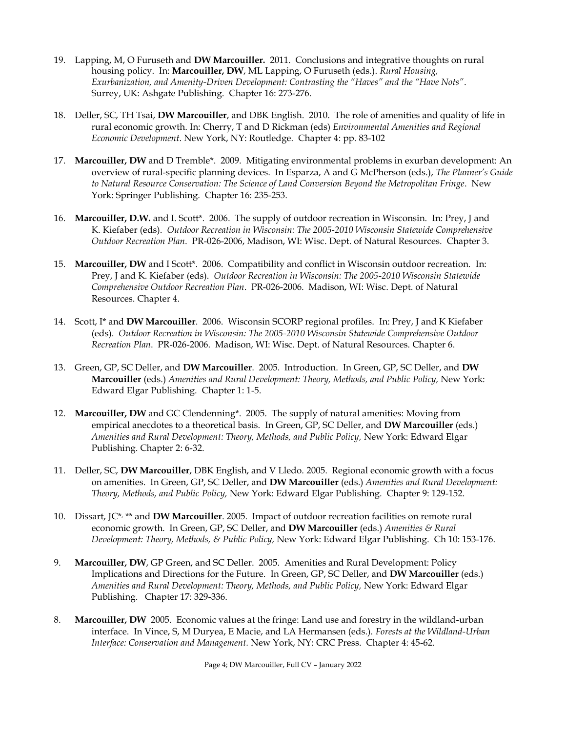19. Lapping, M, O Furuseth and **DW Marcouiller.** 2011. Conclusions and integrative thoughts on rural housing policy. In: **Marcouiller, DW**, ML Lapping, O Furuseth (eds.). *Rural Housing, Exurbanization, and Amenity-Driven Development: Contrasting the "Haves" and the "Have Nots"*. Surrey, UK: Ashgate Publishing. Chapter 16: 273-276.

18. Deller, SC, TH Tsai, **DW Marcouiller**, and DBK English. 2010. The role of amenities and quality of life in rural economic growth. In: Cherry, T and D Rickman (eds) *Environmental Amenities and Regional Economic Development*. New York, NY: Routledge. Chapter 4: pp. 83-102

17. **Marcouiller, DW** and D Tremble*. 2009. Mitigating environmental problems in exurban development: An overview of rural-specific planning devices. In Esparza, A and G McPherson (eds.), *The Planner's Guide to Natural Resource Conservation: The Science of Land Conversion Beyond the Metropolitan Fringe*. New York: Springer Publishing. Chapter 16: 235-253.

16. **Marcouiller, D.W.** and I. Scott*. 2006. The supply of outdoor recreation in Wisconsin. In: Prey, J and K. Kiefaber (eds). *Outdoor Recreation in Wisconsin: The 2005-2010 Wisconsin Statewide Comprehensive Outdoor Recreation Plan*. PR-026-2006, Madison, WI: Wisc. Dept. of Natural Resources. Chapter 3.

15. **Marcouiller, DW** and I Scott*. 2006. Compatibility and conflict in Wisconsin outdoor recreation. In: Prey, J and K. Kiefaber (eds). *Outdoor Recreation in Wisconsin: The 2005-2010 Wisconsin Statewide Comprehensive Outdoor Recreation Plan*. PR-026-2006. Madison, WI: Wisc. Dept. of Natural Resources. Chapter 4.

14. Scott, I* and **DW Marcouiller**. 2006. Wisconsin SCORP regional profiles. In: Prey, J and K Kiefaber (eds). *Outdoor Recreation in Wisconsin: The 2005-2010 Wisconsin Statewide Comprehensive Outdoor Recreation Plan*. PR-026-2006. Madison, WI: Wisc. Dept. of Natural Resources. Chapter 6.

13. Green, GP, SC Deller, and **DW Marcouiller**. 2005. Introduction. In Green, GP, SC Deller, and **DW Marcouiller** (eds.) *Amenities and Rural Development: Theory, Methods, and Public Policy,* New York: Edward Elgar Publishing. Chapter 1: 1-5.

12. **Marcouiller, DW** and GC Clendenning*. 2005. The supply of natural amenities: Moving from empirical anecdotes to a theoretical basis. In Green, GP, SC Deller, and **DW Marcouiller** (eds.) *Amenities and Rural Development: Theory, Methods, and Public Policy,* New York: Edward Elgar Publishing. Chapter 2: 6-32.

11. Deller, SC, **DW Marcouiller**, DBK English, and V Lledo. 2005. Regional economic growth with a focus on amenities. In Green, GP, SC Deller, and **DW Marcouiller** (eds.) *Amenities and Rural Development: Theory, Methods, and Public Policy,* New York: Edward Elgar Publishing. Chapter 9: 129-152.

10. Dissart, JC*, ** and **DW Marcouiller**. 2005. Impact of outdoor recreation facilities on remote rural economic growth. In Green, GP, SC Deller, and **DW Marcouiller** (eds.) *Amenities & Rural Development: Theory, Methods, & Public Policy,* New York: Edward Elgar Publishing. Ch 10: 153-176.

9. **Marcouiller, DW**, GP Green, and SC Deller. 2005. Amenities and Rural Development: Policy Implications and Directions for the Future. In Green, GP, SC Deller, and **DW Marcouiller** (eds.) *Amenities and Rural Development: Theory, Methods, and Public Policy,* New York: Edward Elgar Publishing. Chapter 17: 329-336.

8. **Marcouiller, DW** 2005. Economic values at the fringe: Land use and forestry in the wildland-urban interface. In Vince, S, M Duryea, E Macie, and LA Hermansen (eds.). *Forests at the Wildland-Urban Interface: Conservation and Management.* New York, NY: CRC Press. Chapter 4: 45-62.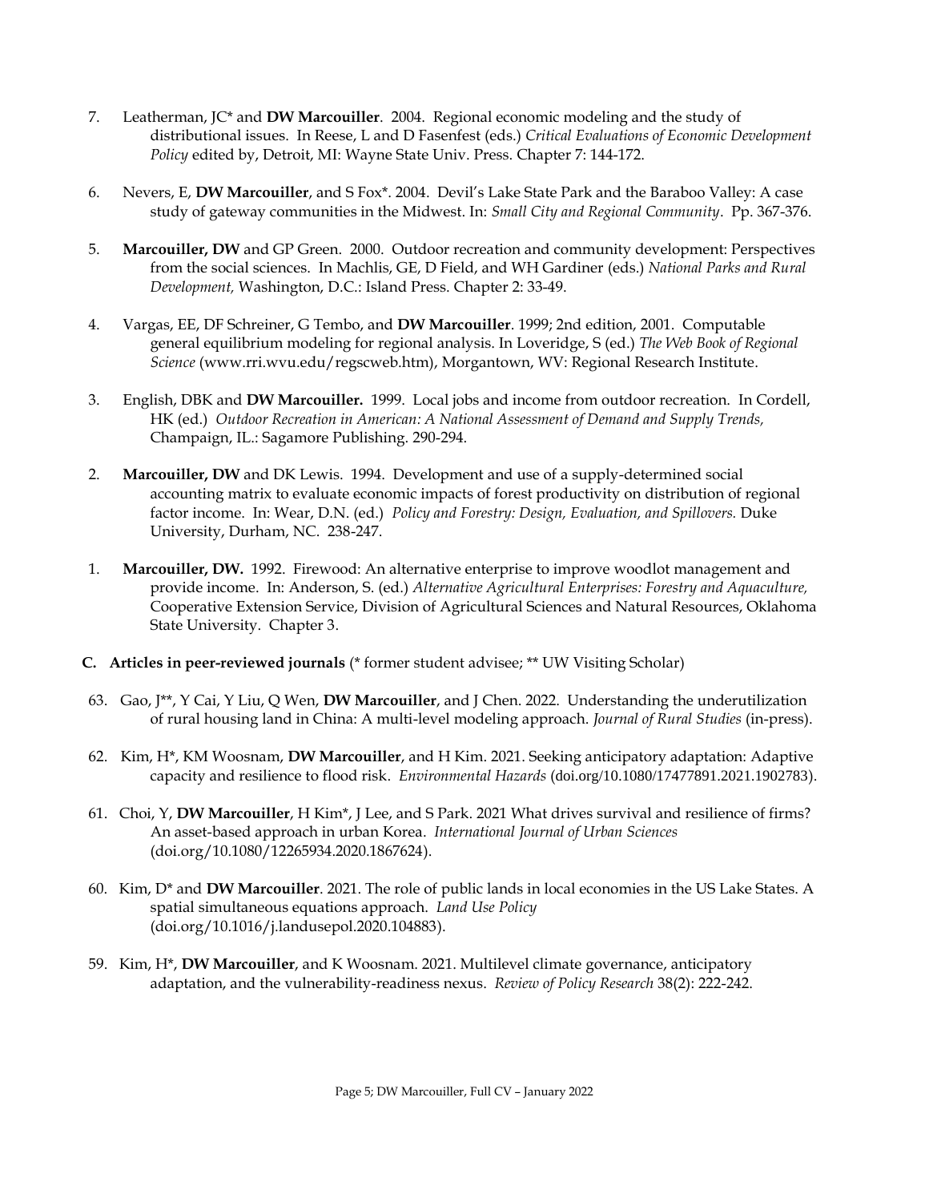7. Leatherman, JC* and **DW Marcouiller**. 2004. Regional economic modeling and the study of distributional issues. In Reese, L and D Fasenfest (eds.) *Critical Evaluations of Economic Development Policy* edited by, Detroit, MI: Wayne State Univ. Press. Chapter 7: 144-172.

6. Nevers, E, **DW Marcouiller**, and S Fox*. 2004. Devil's Lake State Park and the Baraboo Valley: A case study of gateway communities in the Midwest. In: *Small City and Regional Community*. Pp. 367-376.

5. **Marcouiller, DW** and GP Green. 2000. Outdoor recreation and community development: Perspectives from the social sciences. In Machlis, GE, D Field, and WH Gardiner (eds.) *National Parks and Rural Development,* Washington, D.C.: Island Press. Chapter 2: 33-49.

4. Vargas, EE, DF Schreiner, G Tembo, and **DW Marcouiller**. 1999; 2nd edition, 2001. Computable general equilibrium modeling for regional analysis. In Loveridge, S (ed.) *The Web Book of Regional Science* (www.rri.wvu.edu/regscweb.htm), Morgantown, WV: Regional Research Institute.

3. English, DBK and **DW Marcouiller.** 1999. Local jobs and income from outdoor recreation. In Cordell, HK (ed.) *Outdoor Recreation in American: A National Assessment of Demand and Supply Trends,* Champaign, IL.: Sagamore Publishing. 290-294.

2. **Marcouiller, DW** and DK Lewis. 1994. Development and use of a supply-determined social accounting matrix to evaluate economic impacts of forest productivity on distribution of regional factor income. In: Wear, D.N. (ed.) *Policy and Forestry: Design, Evaluation, and Spillovers.* Duke University, Durham, NC. 238-247.

1. **Marcouiller, DW.** 1992. Firewood: An alternative enterprise to improve woodlot management and provide income. In: Anderson, S. (ed.) *Alternative Agricultural Enterprises: Forestry and Aquaculture,* Cooperative Extension Service, Division of Agricultural Sciences and Natural Resources, Oklahoma State University. Chapter 3.

**C. Articles in peer-reviewed journals** (* former student advisee; ** UW Visiting Scholar)

63. Gao, J**, Y Cai, Y Liu, Q Wen, **DW Marcouiller**, and J Chen. 2022. Understanding the underutilization of rural housing land in China: A multi-level modeling approach. *Journal of Rural Studies* (in-press).

62. Kim, H*, KM Woosnam, **DW Marcouiller**, and H Kim. 2021. Seeking anticipatory adaptation: Adaptive capacity and resilience to flood risk. *Environmental Hazards* (doi.org/10.1080/17477891.2021.1902783).

61. Choi, Y, **DW Marcouiller**, H Kim*, J Lee, and S Park. 2021 What drives survival and resilience of firms? An asset-based approach in urban Korea. *International Journal of Urban Sciences* (doi.org/10.1080/12265934.2020.1867624).

60. Kim, D* and **DW Marcouiller**. 2021. The role of public lands in local economies in the US Lake States. A spatial simultaneous equations approach. *Land Use Policy* (doi.org/10.1016/j.landusepol.2020.104883).

59. Kim, H*, **DW Marcouiller**, and K Woosnam. 2021. Multilevel climate governance, anticipatory adaptation, and the vulnerability-readiness nexus. *Review of Policy Research* 38(2): 222-242.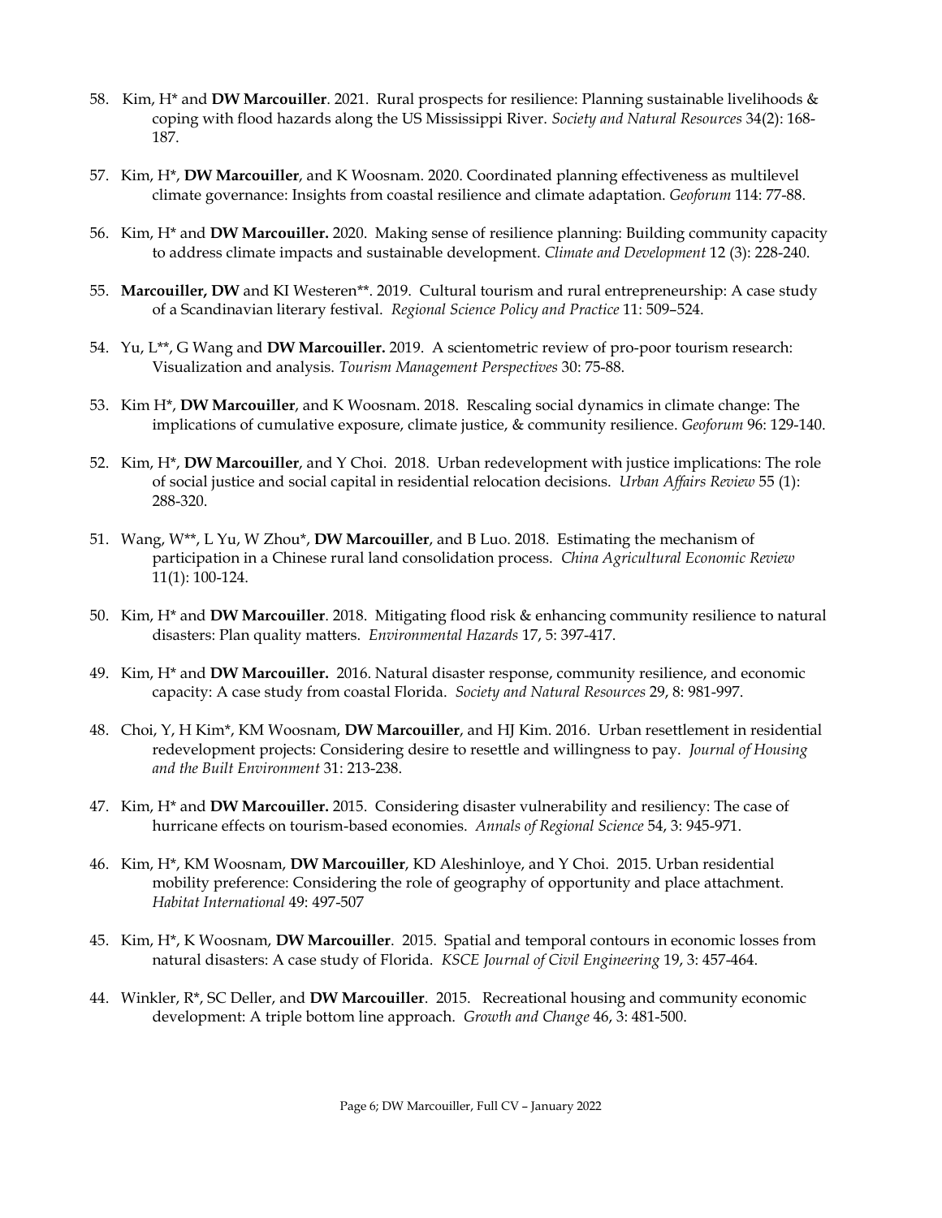58. Kim, H* and **DW Marcouiller**. 2021. Rural prospects for resilience: Planning sustainable livelihoods & coping with flood hazards along the US Mississippi River. *Society and Natural Resources* 34(2): 168-187.

57. Kim, H*, **DW Marcouiller**, and K Woosnam. 2020. Coordinated planning effectiveness as multilevel climate governance: Insights from coastal resilience and climate adaptation. *Geoforum* 114: 77-88.

56. Kim, H* and **DW Marcouiller.** 2020. Making sense of resilience planning: Building community capacity to address climate impacts and sustainable development. *Climate and Development* 12 (3): 228-240.

55. **Marcouiller, DW** and KI Westeren**. 2019. Cultural tourism and rural entrepreneurship: A case study of a Scandinavian literary festival. *Regional Science Policy and Practice* 11: 509–524.

54. Yu, L**, G Wang and **DW Marcouiller.** 2019. A scientometric review of pro-poor tourism research: Visualization and analysis. *Tourism Management Perspectives* 30: 75-88.

53. Kim H*, **DW Marcouiller**, and K Woosnam. 2018. Rescaling social dynamics in climate change: The implications of cumulative exposure, climate justice, & community resilience. *Geoforum* 96: 129-140.

52. Kim, H*, **DW Marcouiller**, and Y Choi. 2018. Urban redevelopment with justice implications: The role of social justice and social capital in residential relocation decisions. *Urban Affairs Review* 55 (1): 288-320.

51. Wang, W**, L Yu, W Zhou*, **DW Marcouiller**, and B Luo. 2018. Estimating the mechanism of participation in a Chinese rural land consolidation process. *China Agricultural Economic Review* 11(1): 100-124.

50. Kim, H* and **DW Marcouiller**. 2018. Mitigating flood risk & enhancing community resilience to natural disasters: Plan quality matters. *Environmental Hazards* 17, 5: 397-417.

49. Kim, H* and **DW Marcouiller.** 2016. Natural disaster response, community resilience, and economic capacity: A case study from coastal Florida. *Society and Natural Resources* 29, 8: 981-997.

48. Choi, Y, H Kim*, KM Woosnam, **DW Marcouiller**, and HJ Kim. 2016. Urban resettlement in residential redevelopment projects: Considering desire to resettle and willingness to pay. *Journal of Housing and the Built Environment* 31: 213-238.

47. Kim, H* and **DW Marcouiller.** 2015. Considering disaster vulnerability and resiliency: The case of hurricane effects on tourism-based economies. *Annals of Regional Science* 54, 3: 945-971.

46. Kim, H*, KM Woosnam, **DW Marcouiller**, KD Aleshinloye, and Y Choi. 2015. Urban residential mobility preference: Considering the role of geography of opportunity and place attachment. *Habitat International* 49: 497-507

45. Kim, H*, K Woosnam, **DW Marcouiller**. 2015. Spatial and temporal contours in economic losses from natural disasters: A case study of Florida. *KSCE Journal of Civil Engineering* 19, 3: 457-464.

44. Winkler, R*, SC Deller, and **DW Marcouiller**. 2015. Recreational housing and community economic development: A triple bottom line approach. *Growth and Change* 46, 3: 481-500.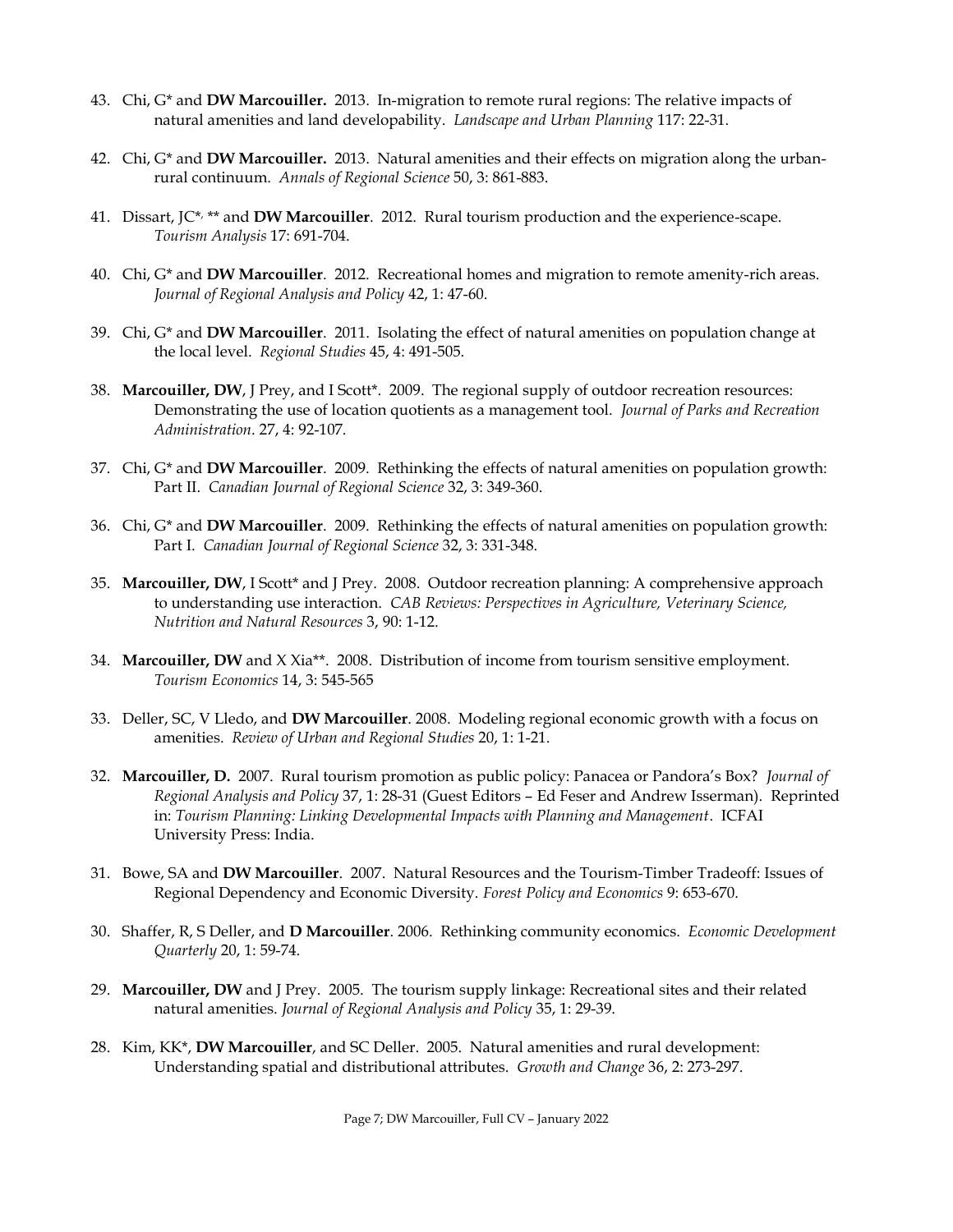43. Chi, G* and **DW Marcouiller.** 2013. In-migration to remote rural regions: The relative impacts of natural amenities and land developability. *Landscape and Urban Planning* 117: 22-31.

42. Chi, G* and **DW Marcouiller.** 2013. Natural amenities and their effects on migration along the urban-rural continuum. *Annals of Regional Science* 50, 3: 861-883.

41. Dissart, JC*, ** and **DW Marcouiller**. 2012. Rural tourism production and the experience-scape. *Tourism Analysis* 17: 691-704.

40. Chi, G* and **DW Marcouiller**. 2012. Recreational homes and migration to remote amenity-rich areas. *Journal of Regional Analysis and Policy* 42, 1: 47-60.

39. Chi, G* and **DW Marcouiller**. 2011. Isolating the effect of natural amenities on population change at the local level. *Regional Studies* 45, 4: 491-505.

38. **Marcouiller, DW**, J Prey, and I Scott*. 2009. The regional supply of outdoor recreation resources: Demonstrating the use of location quotients as a management tool. *Journal of Parks and Recreation Administration*. 27, 4: 92-107.

37. Chi, G* and **DW Marcouiller**. 2009. Rethinking the effects of natural amenities on population growth: Part II. *Canadian Journal of Regional Science* 32, 3: 349-360.

36. Chi, G* and **DW Marcouiller**. 2009. Rethinking the effects of natural amenities on population growth: Part I. *Canadian Journal of Regional Science* 32, 3: 331-348.

35. **Marcouiller, DW**, I Scott* and J Prey. 2008. Outdoor recreation planning: A comprehensive approach to understanding use interaction. *CAB Reviews: Perspectives in Agriculture, Veterinary Science, Nutrition and Natural Resources* 3, 90: 1-12.

34. **Marcouiller, DW** and X Xia**. 2008. Distribution of income from tourism sensitive employment. *Tourism Economics* 14, 3: 545-565

33. Deller, SC, V Lledo, and **DW Marcouiller**. 2008. Modeling regional economic growth with a focus on amenities. *Review of Urban and Regional Studies* 20, 1: 1-21.

32. **Marcouiller, D.** 2007. Rural tourism promotion as public policy: Panacea or Pandora's Box? *Journal of Regional Analysis and Policy* 37, 1: 28-31 (Guest Editors – Ed Feser and Andrew Isserman). Reprinted in: *Tourism Planning: Linking Developmental Impacts with Planning and Management*. ICFAI University Press: India.

31. Bowe, SA and **DW Marcouiller**. 2007. Natural Resources and the Tourism-Timber Tradeoff: Issues of Regional Dependency and Economic Diversity. *Forest Policy and Economics* 9: 653-670.

30. Shaffer, R, S Deller, and **D Marcouiller**. 2006. Rethinking community economics. *Economic Development Quarterly* 20, 1: 59-74.

29. **Marcouiller, DW** and J Prey. 2005. The tourism supply linkage: Recreational sites and their related natural amenities. *Journal of Regional Analysis and Policy* 35, 1: 29-39.

28. Kim, KK*, **DW Marcouiller**, and SC Deller. 2005. Natural amenities and rural development: Understanding spatial and distributional attributes. *Growth and Change* 36, 2: 273-297.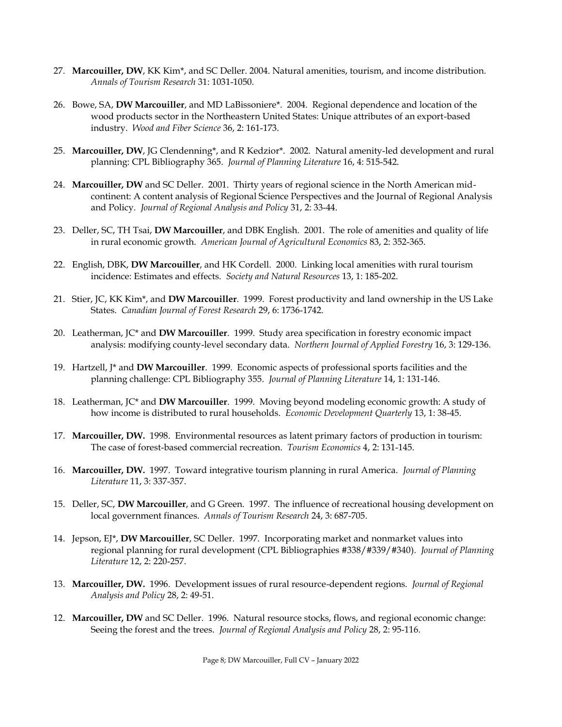27. **Marcouiller, DW**, KK Kim*, and SC Deller. 2004. Natural amenities, tourism, and income distribution. *Annals of Tourism Research* 31: 1031-1050.

26. Bowe, SA, **DW Marcouiller**, and MD LaBissoniere*. 2004. Regional dependence and location of the wood products sector in the Northeastern United States: Unique attributes of an export-based industry. *Wood and Fiber Science* 36, 2: 161-173.

25. **Marcouiller, DW**, JG Clendenning*, and R Kedzior*. 2002. Natural amenity-led development and rural planning: CPL Bibliography 365. *Journal of Planning Literature* 16, 4: 515-542.

24. **Marcouiller, DW** and SC Deller. 2001. Thirty years of regional science in the North American mid-continent: A content analysis of Regional Science Perspectives and the Journal of Regional Analysis and Policy. *Journal of Regional Analysis and Policy* 31, 2: 33-44.

23. Deller, SC, TH Tsai, **DW Marcouiller**, and DBK English. 2001. The role of amenities and quality of life in rural economic growth. *American Journal of Agricultural Economics* 83, 2: 352-365.

22. English, DBK, **DW Marcouiller**, and HK Cordell. 2000. Linking local amenities with rural tourism incidence: Estimates and effects. *Society and Natural Resources* 13, 1: 185-202.

21. Stier, JC, KK Kim*, and **DW Marcouiller**. 1999. Forest productivity and land ownership in the US Lake States. *Canadian Journal of Forest Research* 29, 6: 1736-1742.

20. Leatherman, JC* and **DW Marcouiller**. 1999. Study area specification in forestry economic impact analysis: modifying county-level secondary data. *Northern Journal of Applied Forestry* 16, 3: 129-136.

19. Hartzell, J* and **DW Marcouiller**. 1999. Economic aspects of professional sports facilities and the planning challenge: CPL Bibliography 355. *Journal of Planning Literature* 14, 1: 131-146.

18. Leatherman, JC* and **DW Marcouiller**. 1999. Moving beyond modeling economic growth: A study of how income is distributed to rural households. *Economic Development Quarterly* 13, 1: 38-45.

17. **Marcouiller, DW.** 1998. Environmental resources as latent primary factors of production in tourism: The case of forest-based commercial recreation. *Tourism Economics* 4, 2: 131-145.

16. **Marcouiller, DW.** 1997. Toward integrative tourism planning in rural America. *Journal of Planning Literature* 11, 3: 337-357.

15. Deller, SC, **DW Marcouiller**, and G Green. 1997. The influence of recreational housing development on local government finances. *Annals of Tourism Research* 24, 3: 687-705.

14. Jepson, EJ*, **DW Marcouiller**, SC Deller. 1997. Incorporating market and nonmarket values into regional planning for rural development (CPL Bibliographies #338/#339/#340). *Journal of Planning Literature* 12, 2: 220-257.

13. **Marcouiller, DW.** 1996. Development issues of rural resource-dependent regions. *Journal of Regional Analysis and Policy* 28, 2: 49-51.

12. **Marcouiller, DW** and SC Deller. 1996. Natural resource stocks, flows, and regional economic change: Seeing the forest and the trees. *Journal of Regional Analysis and Policy* 28, 2: 95-116.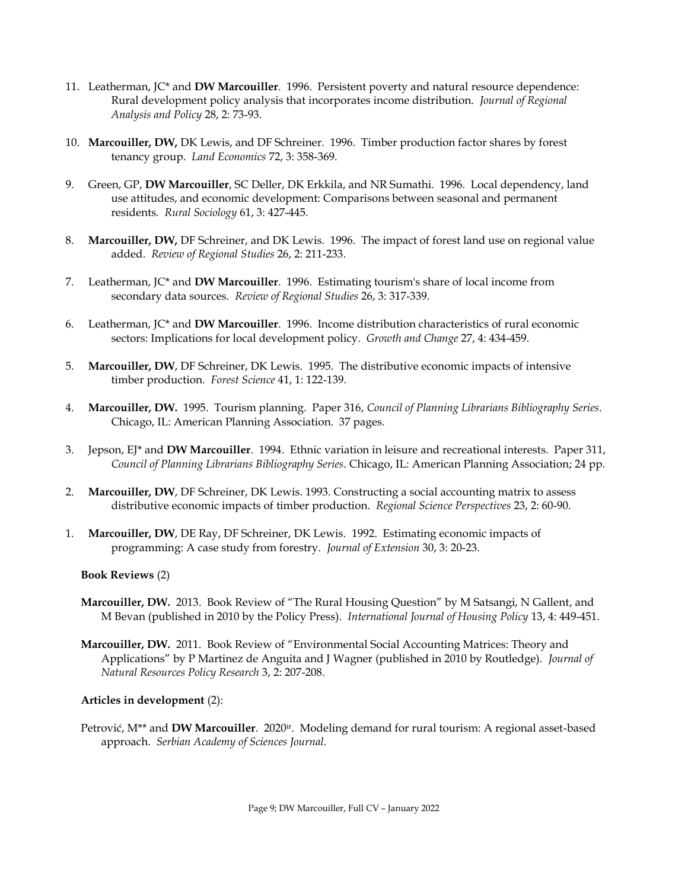11. Leatherman, JC* and **DW Marcouiller**. 1996. Persistent poverty and natural resource dependence: Rural development policy analysis that incorporates income distribution. *Journal of Regional Analysis and Policy* 28, 2: 73-93.

10. **Marcouiller, DW,** DK Lewis, and DF Schreiner. 1996. Timber production factor shares by forest tenancy group. *Land Economics* 72, 3: 358-369.

9. Green, GP, **DW Marcouiller**, SC Deller, DK Erkkila, and NR Sumathi. 1996. Local dependency, land use attitudes, and economic development: Comparisons between seasonal and permanent residents. *Rural Sociology* 61, 3: 427-445.

8. **Marcouiller, DW,** DF Schreiner, and DK Lewis. 1996. The impact of forest land use on regional value added. *Review of Regional Studies* 26, 2: 211-233.

7. Leatherman, JC* and **DW Marcouiller**. 1996. Estimating tourism's share of local income from secondary data sources. *Review of Regional Studies* 26, 3: 317-339.

6. Leatherman, JC* and **DW Marcouiller**. 1996. Income distribution characteristics of rural economic sectors: Implications for local development policy. *Growth and Change* 27, 4: 434-459.

5. **Marcouiller, DW**, DF Schreiner, DK Lewis. 1995. The distributive economic impacts of intensive timber production. *Forest Science* 41, 1: 122-139.

4. **Marcouiller, DW.** 1995. Tourism planning. Paper 316, *Council of Planning Librarians Bibliography Series*. Chicago, IL: American Planning Association. 37 pages.

3. Jepson, EJ* and **DW Marcouiller**. 1994. Ethnic variation in leisure and recreational interests. Paper 311, *Council of Planning Librarians Bibliography Series*. Chicago, IL: American Planning Association; 24 pp.

2. **Marcouiller, DW**, DF Schreiner, DK Lewis. 1993. Constructing a social accounting matrix to assess distributive economic impacts of timber production. *Regional Science Perspectives* 23, 2: 60-90.

1. **Marcouiller, DW**, DE Ray, DF Schreiner, DK Lewis. 1992. Estimating economic impacts of programming: A case study from forestry. *Journal of Extension* 30, 3: 20-23.

**Book Reviews** (2)

**Marcouiller, DW.** 2013. Book Review of "The Rural Housing Question" by M Satsangi, N Gallent, and M Bevan (published in 2010 by the Policy Press). *International Journal of Housing Policy* 13, 4: 449-451.

**Marcouiller, DW.** 2011. Book Review of "Environmental Social Accounting Matrices: Theory and Applications" by P Martinez de Anguita and J Wagner (published in 2010 by Routledge). *Journal of Natural Resources Policy Research* 3, 2: 207-208.

**Articles in development** (2):

Petrović, M** and **DW Marcouiller**. 2020[ir]. Modeling demand for rural tourism: A regional asset-based approach. *Serbian Academy of Sciences Journal.*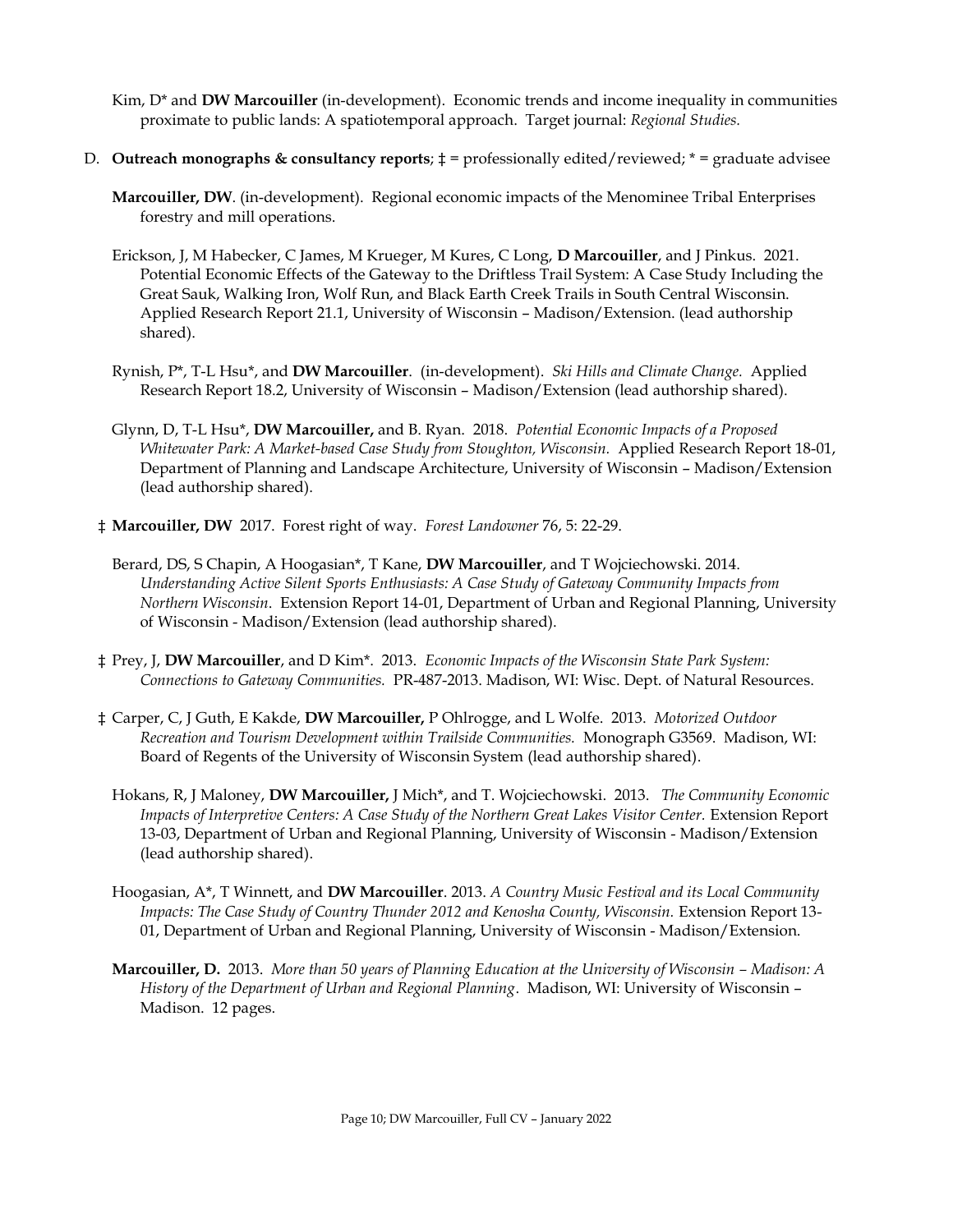Kim, D* and **DW Marcouiller** (in-development). Economic trends and income inequality in communities proximate to public lands: A spatiotemporal approach. Target journal: *Regional Studies.*

D. **Outreach monographs & consultancy reports**; ‡ = professionally edited/reviewed; * = graduate advisee

**Marcouiller, DW**. (in-development). Regional economic impacts of the Menominee Tribal Enterprises forestry and mill operations.

Erickson, J, M Habecker, C James, M Krueger, M Kures, C Long, **D Marcouiller**, and J Pinkus. 2021. Potential Economic Effects of the Gateway to the Driftless Trail System: A Case Study Including the Great Sauk, Walking Iron, Wolf Run, and Black Earth Creek Trails in South Central Wisconsin. Applied Research Report 21.1, University of Wisconsin – Madison/Extension. (lead authorship shared).

Rynish, P*, T-L Hsu*, and **DW Marcouiller**. (in-development). *Ski Hills and Climate Change.* Applied Research Report 18.2, University of Wisconsin – Madison/Extension (lead authorship shared).

Glynn, D, T-L Hsu*, **DW Marcouiller,** and B. Ryan. 2018. *Potential Economic Impacts of a Proposed Whitewater Park: A Market-based Case Study from Stoughton, Wisconsin.* Applied Research Report 18-01, Department of Planning and Landscape Architecture, University of Wisconsin – Madison/Extension (lead authorship shared).

‡ **Marcouiller, DW** 2017. Forest right of way. *Forest Landowner* 76, 5: 22-29.

Berard, DS, S Chapin, A Hoogasian*, T Kane, **DW Marcouiller**, and T Wojciechowski. 2014. *Understanding Active Silent Sports Enthusiasts: A Case Study of Gateway Community Impacts from Northern Wisconsin*. Extension Report 14-01, Department of Urban and Regional Planning, University of Wisconsin - Madison/Extension (lead authorship shared).

‡ Prey, J, **DW Marcouiller**, and D Kim*. 2013. *Economic Impacts of the Wisconsin State Park System: Connections to Gateway Communities.* PR-487-2013. Madison, WI: Wisc. Dept. of Natural Resources.

‡ Carper, C, J Guth, E Kakde, **DW Marcouiller,** P Ohlrogge, and L Wolfe. 2013. *Motorized Outdoor Recreation and Tourism Development within Trailside Communities.* Monograph G3569. Madison, WI: Board of Regents of the University of Wisconsin System (lead authorship shared).

Hokans, R, J Maloney, **DW Marcouiller,** J Mich*, and T. Wojciechowski. 2013. *The Community Economic Impacts of Interpretive Centers: A Case Study of the Northern Great Lakes Visitor Center.* Extension Report 13-03, Department of Urban and Regional Planning, University of Wisconsin - Madison/Extension (lead authorship shared).

Hoogasian, A*, T Winnett, and **DW Marcouiller**. 2013. *A Country Music Festival and its Local Community Impacts: The Case Study of Country Thunder 2012 and Kenosha County, Wisconsin.* Extension Report 13-01, Department of Urban and Regional Planning, University of Wisconsin - Madison/Extension.

**Marcouiller, D.** 2013. *More than 50 years of Planning Education at the University of Wisconsin – Madison: A History of the Department of Urban and Regional Planning*. Madison, WI: University of Wisconsin – Madison. 12 pages.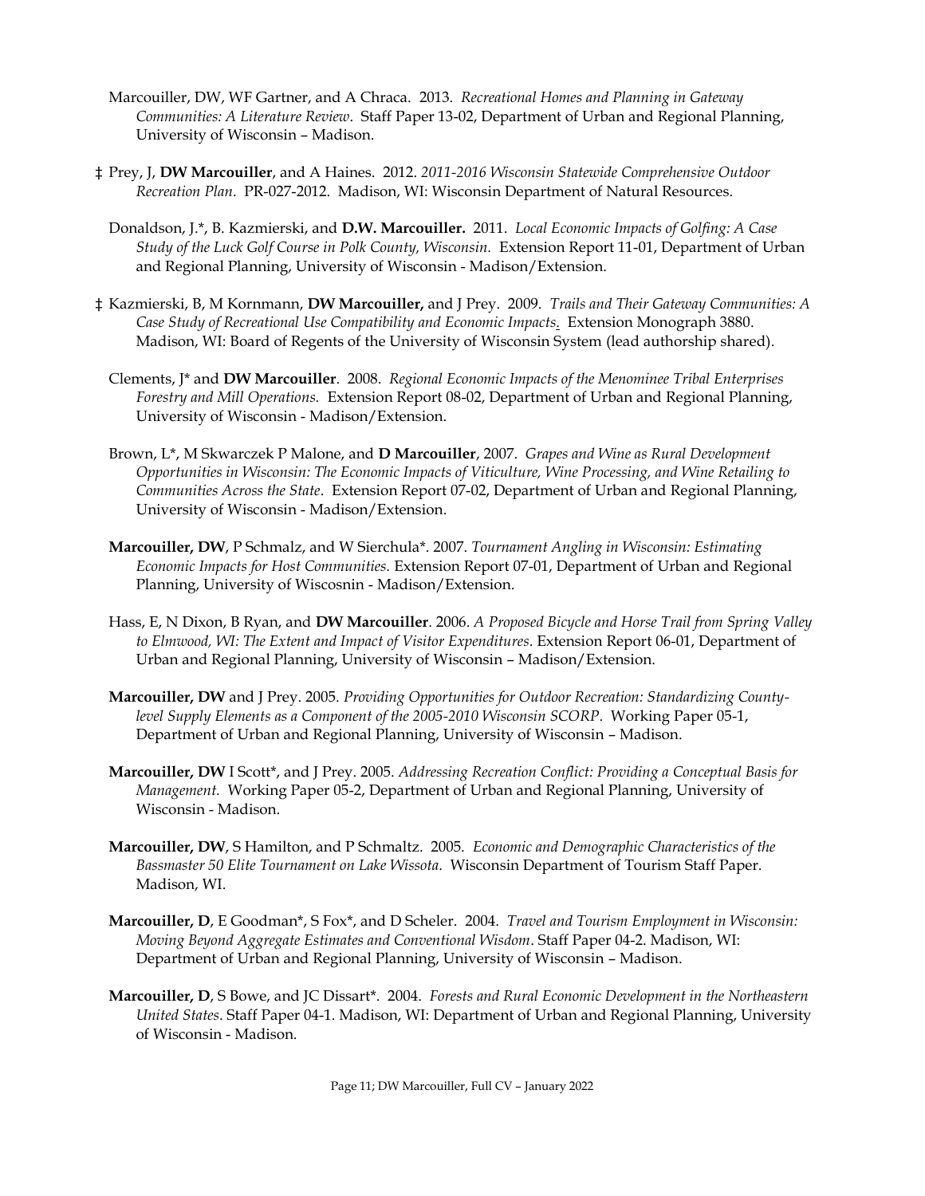Marcouiller, DW, WF Gartner, and A Chraca. 2013. *Recreational Homes and Planning in Gateway Communities: A Literature Review*. Staff Paper 13-02, Department of Urban and Regional Planning, University of Wisconsin – Madison.

‡ Prey, J, **DW Marcouiller**, and A Haines. 2012. *2011-2016 Wisconsin Statewide Comprehensive Outdoor Recreation Plan*. PR-027-2012. Madison, WI: Wisconsin Department of Natural Resources.

Donaldson, J.*, B. Kazmierski, and **D.W. Marcouiller.** 2011. *Local Economic Impacts of Golfing: A Case Study of the Luck Golf Course in Polk County, Wisconsin.* Extension Report 11-01, Department of Urban and Regional Planning, University of Wisconsin - Madison/Extension.

‡ Kazmierski, B, M Kornmann, **DW Marcouiller,** and J Prey. 2009. *Trails and Their Gateway Communities: A Case Study of Recreational Use Compatibility and Economic Impacts*. Extension Monograph 3880. Madison, WI: Board of Regents of the University of Wisconsin System (lead authorship shared).

Clements, J* and **DW Marcouiller**. 2008. *Regional Economic Impacts of the Menominee Tribal Enterprises Forestry and Mill Operations.* Extension Report 08-02, Department of Urban and Regional Planning, University of Wisconsin - Madison/Extension.

Brown, L*, M Skwarczek P Malone, and **D Marcouiller**, 2007. *Grapes and Wine as Rural Development Opportunities in Wisconsin: The Economic Impacts of Viticulture, Wine Processing, and Wine Retailing to Communities Across the State*. Extension Report 07-02, Department of Urban and Regional Planning, University of Wisconsin - Madison/Extension.

**Marcouiller, DW**, P Schmalz, and W Sierchula*. 2007. *Tournament Angling in Wisconsin: Estimating Economic Impacts for Host Communities.* Extension Report 07-01, Department of Urban and Regional Planning, University of Wiscosnin - Madison/Extension.

Hass, E, N Dixon, B Ryan, and **DW Marcouiller**. 2006. *A Proposed Bicycle and Horse Trail from Spring Valley to Elmwood, WI: The Extent and Impact of Visitor Expenditures*. Extension Report 06-01, Department of Urban and Regional Planning, University of Wisconsin – Madison/Extension.

**Marcouiller, DW** and J Prey. 2005. *Providing Opportunities for Outdoor Recreation: Standardizing County-level Supply Elements as a Component of the 2005-2010 Wisconsin SCORP*. Working Paper 05-1, Department of Urban and Regional Planning, University of Wisconsin – Madison.

**Marcouiller, DW** I Scott*, and J Prey. 2005. *Addressing Recreation Conflict: Providing a Conceptual Basis for Management.* Working Paper 05-2, Department of Urban and Regional Planning, University of Wisconsin - Madison.

**Marcouiller, DW**, S Hamilton, and P Schmaltz. 2005. *Economic and Demographic Characteristics of the Bassmaster 50 Elite Tournament on Lake Wissota.* Wisconsin Department of Tourism Staff Paper. Madison, WI.

**Marcouiller, D**, E Goodman*, S Fox*, and D Scheler. 2004. *Travel and Tourism Employment in Wisconsin: Moving Beyond Aggregate Estimates and Conventional Wisdom*. Staff Paper 04-2. Madison, WI: Department of Urban and Regional Planning, University of Wisconsin – Madison.

**Marcouiller, D**, S Bowe, and JC Dissart*. 2004. *Forests and Rural Economic Development in the Northeastern United States*. Staff Paper 04-1. Madison, WI: Department of Urban and Regional Planning, University of Wisconsin - Madison.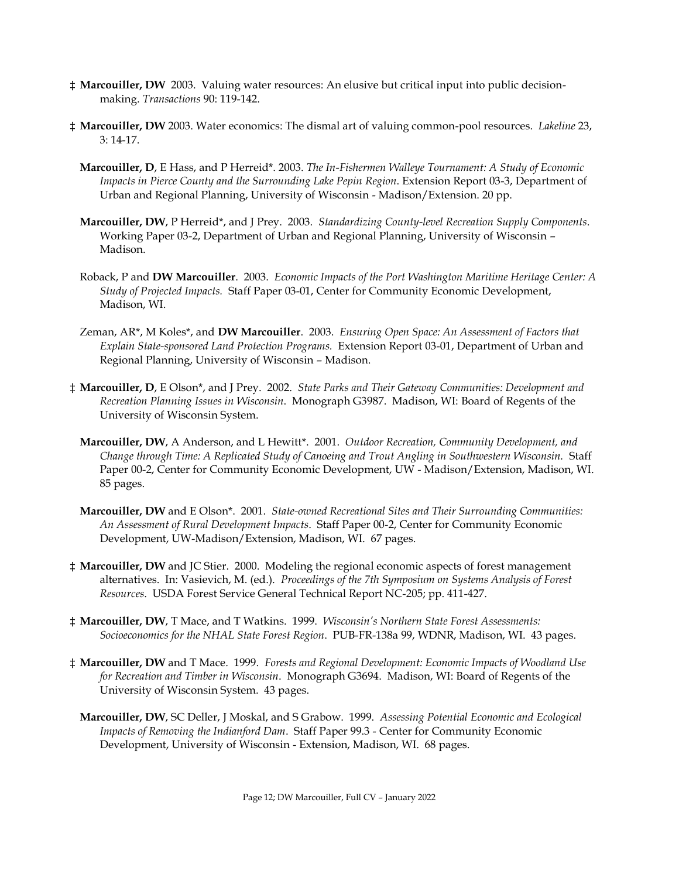‡ **Marcouiller, DW** 2003. Valuing water resources: An elusive but critical input into public decision-making. *Transactions* 90: 119-142.

‡ **Marcouiller, DW** 2003. Water economics: The dismal art of valuing common-pool resources. *Lakeline* 23, 3: 14-17.

**Marcouiller, D**, E Hass, and P Herreid*. 2003. *The In-Fishermen Walleye Tournament: A Study of Economic Impacts in Pierce County and the Surrounding Lake Pepin Region*. Extension Report 03-3, Department of Urban and Regional Planning, University of Wisconsin - Madison/Extension. 20 pp.

**Marcouiller, DW**, P Herreid*, and J Prey. 2003. *Standardizing County-level Recreation Supply Components*. Working Paper 03-2, Department of Urban and Regional Planning, University of Wisconsin – Madison.

Roback, P and **DW Marcouiller**. 2003. *Economic Impacts of the Port Washington Maritime Heritage Center: A Study of Projected Impacts.* Staff Paper 03-01, Center for Community Economic Development, Madison, WI.

Zeman, AR*, M Koles*, and **DW Marcouiller**. 2003. *Ensuring Open Space: An Assessment of Factors that Explain State-sponsored Land Protection Programs.* Extension Report 03-01, Department of Urban and Regional Planning, University of Wisconsin – Madison.

‡ **Marcouiller, D**, E Olson*, and J Prey. 2002. *State Parks and Their Gateway Communities: Development and Recreation Planning Issues in Wisconsin*. Monograph G3987. Madison, WI: Board of Regents of the University of Wisconsin System.

**Marcouiller, DW**, A Anderson, and L Hewitt*. 2001. *Outdoor Recreation, Community Development, and Change through Time: A Replicated Study of Canoeing and Trout Angling in Southwestern Wisconsin.* Staff Paper 00-2, Center for Community Economic Development, UW - Madison/Extension, Madison, WI. 85 pages.

**Marcouiller, DW** and E Olson*. 2001. *State-owned Recreational Sites and Their Surrounding Communities: An Assessment of Rural Development Impacts*. Staff Paper 00-2, Center for Community Economic Development, UW-Madison/Extension, Madison, WI. 67 pages.

‡ **Marcouiller, DW** and JC Stier. 2000. Modeling the regional economic aspects of forest management alternatives. In: Vasievich, M. (ed.). *Proceedings of the 7th Symposium on Systems Analysis of Forest Resources*. USDA Forest Service General Technical Report NC-205; pp. 411-427.

‡ **Marcouiller, DW**, T Mace, and T Watkins. 1999. *Wisconsin's Northern State Forest Assessments: Socioeconomics for the NHAL State Forest Region*. PUB-FR-138a 99, WDNR, Madison, WI. 43 pages.

‡ **Marcouiller, DW** and T Mace. 1999. *Forests and Regional Development: Economic Impacts of Woodland Use for Recreation and Timber in Wisconsin*. Monograph G3694. Madison, WI: Board of Regents of the University of Wisconsin System. 43 pages.

**Marcouiller, DW**, SC Deller, J Moskal, and S Grabow. 1999. *Assessing Potential Economic and Ecological Impacts of Removing the Indianford Dam*. Staff Paper 99.3 - Center for Community Economic Development, University of Wisconsin - Extension, Madison, WI. 68 pages.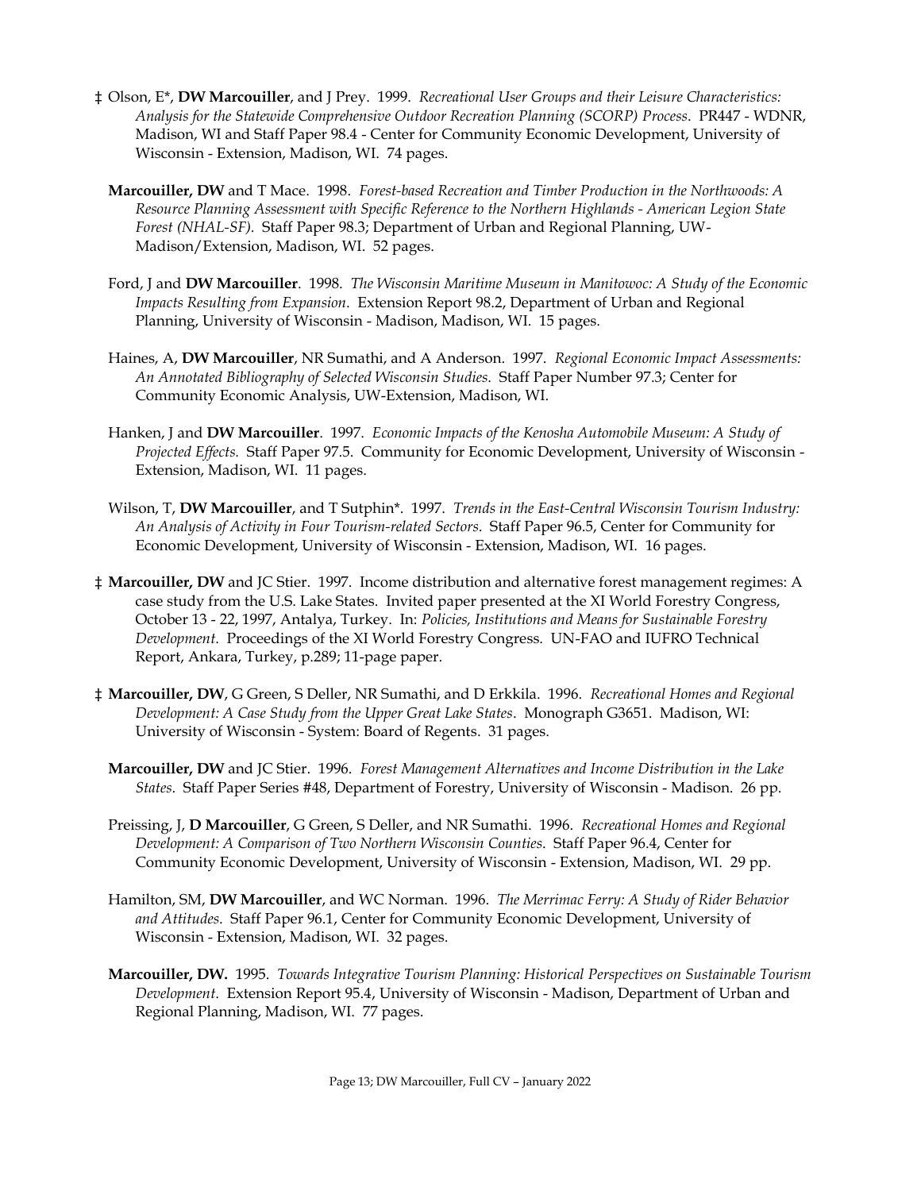‡ Olson, E*, **DW Marcouiller**, and J Prey. 1999. *Recreational User Groups and their Leisure Characteristics: Analysis for the Statewide Comprehensive Outdoor Recreation Planning (SCORP) Process*. PR447 - WDNR, Madison, WI and Staff Paper 98.4 - Center for Community Economic Development, University of Wisconsin - Extension, Madison, WI. 74 pages.

**Marcouiller, DW** and T Mace. 1998. *Forest-based Recreation and Timber Production in the Northwoods: A Resource Planning Assessment with Specific Reference to the Northern Highlands - American Legion State Forest (NHAL-SF).* Staff Paper 98.3; Department of Urban and Regional Planning, UW-Madison/Extension, Madison, WI. 52 pages.

Ford, J and **DW Marcouiller**. 1998. *The Wisconsin Maritime Museum in Manitowoc: A Study of the Economic Impacts Resulting from Expansion*. Extension Report 98.2, Department of Urban and Regional Planning, University of Wisconsin - Madison, Madison, WI. 15 pages.

Haines, A, **DW Marcouiller**, NR Sumathi, and A Anderson. 1997. *Regional Economic Impact Assessments: An Annotated Bibliography of Selected Wisconsin Studies*. Staff Paper Number 97.3; Center for Community Economic Analysis, UW-Extension, Madison, WI.

Hanken, J and **DW Marcouiller**. 1997. *Economic Impacts of the Kenosha Automobile Museum: A Study of Projected Effects.* Staff Paper 97.5. Community for Economic Development, University of Wisconsin - Extension, Madison, WI. 11 pages.

Wilson, T, **DW Marcouiller**, and T Sutphin*. 1997. *Trends in the East-Central Wisconsin Tourism Industry: An Analysis of Activity in Four Tourism-related Sectors*. Staff Paper 96.5, Center for Community for Economic Development, University of Wisconsin - Extension, Madison, WI. 16 pages.

‡ **Marcouiller, DW** and JC Stier. 1997. Income distribution and alternative forest management regimes: A case study from the U.S. Lake States. Invited paper presented at the XI World Forestry Congress, October 13 - 22, 1997, Antalya, Turkey. In: *Policies, Institutions and Means for Sustainable Forestry Development*. Proceedings of the XI World Forestry Congress. UN-FAO and IUFRO Technical Report, Ankara, Turkey, p.289; 11-page paper.

‡ **Marcouiller, DW**, G Green, S Deller, NR Sumathi, and D Erkkila. 1996. *Recreational Homes and Regional Development: A Case Study from the Upper Great Lake States*. Monograph G3651. Madison, WI: University of Wisconsin - System: Board of Regents. 31 pages.

**Marcouiller, DW** and JC Stier. 1996. *Forest Management Alternatives and Income Distribution in the Lake States*. Staff Paper Series #48, Department of Forestry, University of Wisconsin - Madison. 26 pp.

Preissing, J, **D Marcouiller**, G Green, S Deller, and NR Sumathi. 1996. *Recreational Homes and Regional Development: A Comparison of Two Northern Wisconsin Counties*. Staff Paper 96.4, Center for Community Economic Development, University of Wisconsin - Extension, Madison, WI. 29 pp.

Hamilton, SM, **DW Marcouiller**, and WC Norman. 1996. *The Merrimac Ferry: A Study of Rider Behavior and Attitudes*. Staff Paper 96.1, Center for Community Economic Development, University of Wisconsin - Extension, Madison, WI. 32 pages.

**Marcouiller, DW.** 1995. *Towards Integrative Tourism Planning: Historical Perspectives on Sustainable Tourism Development*. Extension Report 95.4, University of Wisconsin - Madison, Department of Urban and Regional Planning, Madison, WI. 77 pages.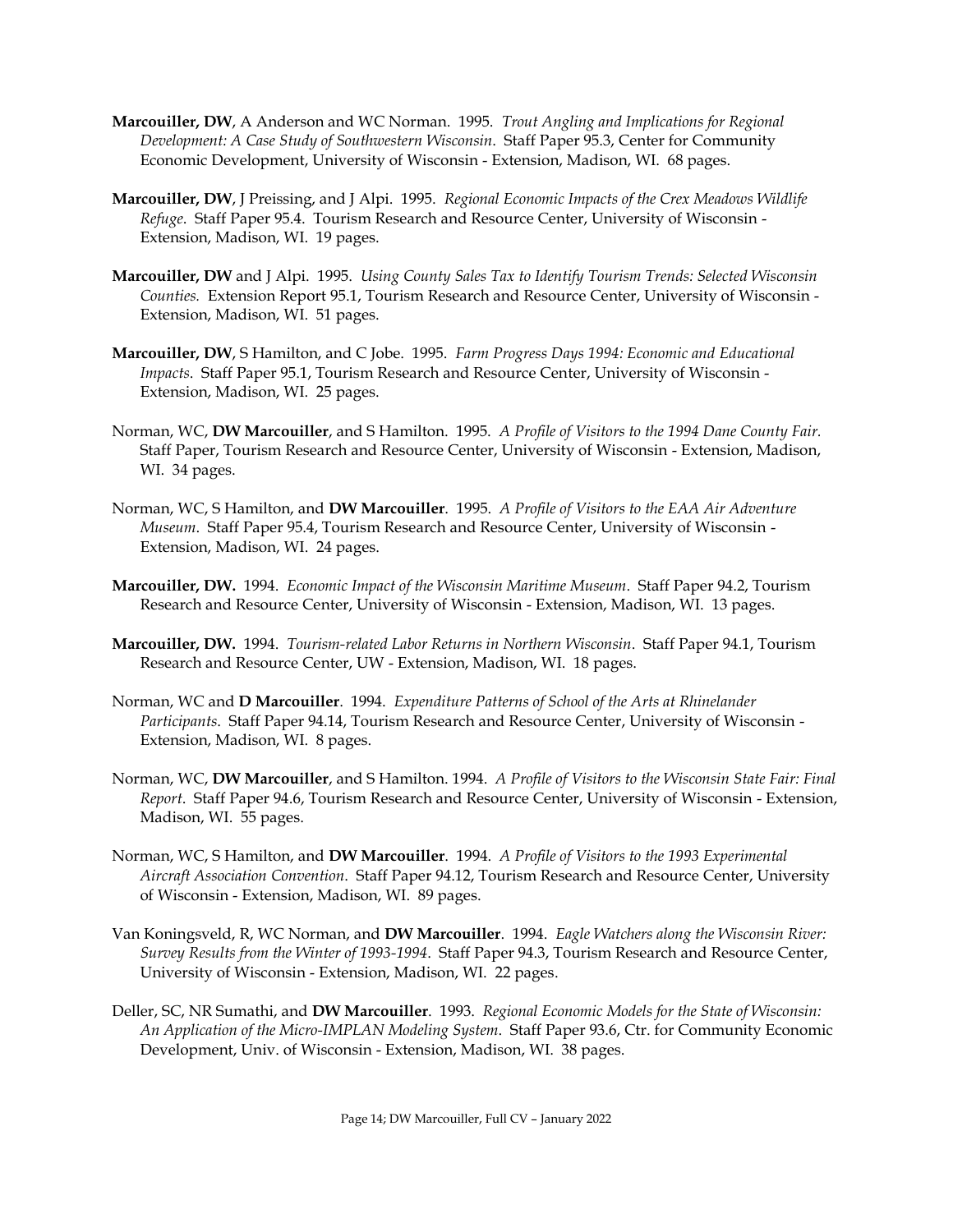**Marcouiller, DW**, A Anderson and WC Norman. 1995. *Trout Angling and Implications for Regional Development: A Case Study of Southwestern Wisconsin*. Staff Paper 95.3, Center for Community Economic Development, University of Wisconsin - Extension, Madison, WI. 68 pages.

**Marcouiller, DW**, J Preissing, and J Alpi. 1995. *Regional Economic Impacts of the Crex Meadows Wildlife Refuge*. Staff Paper 95.4. Tourism Research and Resource Center, University of Wisconsin - Extension, Madison, WI. 19 pages.

**Marcouiller, DW** and J Alpi. 1995. *Using County Sales Tax to Identify Tourism Trends: Selected Wisconsin Counties*. Extension Report 95.1, Tourism Research and Resource Center, University of Wisconsin - Extension, Madison, WI. 51 pages.

**Marcouiller, DW**, S Hamilton, and C Jobe. 1995. *Farm Progress Days 1994: Economic and Educational Impacts*. Staff Paper 95.1, Tourism Research and Resource Center, University of Wisconsin - Extension, Madison, WI. 25 pages.

Norman, WC, **DW Marcouiller**, and S Hamilton. 1995. *A Profile of Visitors to the 1994 Dane County Fair.* Staff Paper, Tourism Research and Resource Center, University of Wisconsin - Extension, Madison, WI. 34 pages.

Norman, WC, S Hamilton, and **DW Marcouiller**. 1995. *A Profile of Visitors to the EAA Air Adventure Museum*. Staff Paper 95.4, Tourism Research and Resource Center, University of Wisconsin - Extension, Madison, WI. 24 pages.

**Marcouiller, DW.** 1994. *Economic Impact of the Wisconsin Maritime Museum*. Staff Paper 94.2, Tourism Research and Resource Center, University of Wisconsin - Extension, Madison, WI. 13 pages.

**Marcouiller, DW.** 1994. *Tourism-related Labor Returns in Northern Wisconsin*. Staff Paper 94.1, Tourism Research and Resource Center, UW - Extension, Madison, WI. 18 pages.

Norman, WC and **D Marcouiller**. 1994. *Expenditure Patterns of School of the Arts at Rhinelander Participants*. Staff Paper 94.14, Tourism Research and Resource Center, University of Wisconsin - Extension, Madison, WI. 8 pages.

Norman, WC, **DW Marcouiller**, and S Hamilton. 1994. *A Profile of Visitors to the Wisconsin State Fair: Final Report*. Staff Paper 94.6, Tourism Research and Resource Center, University of Wisconsin - Extension, Madison, WI. 55 pages.

Norman, WC, S Hamilton, and **DW Marcouiller**. 1994. *A Profile of Visitors to the 1993 Experimental Aircraft Association Convention*. Staff Paper 94.12, Tourism Research and Resource Center, University of Wisconsin - Extension, Madison, WI. 89 pages.

Van Koningsveld, R, WC Norman, and **DW Marcouiller**. 1994. *Eagle Watchers along the Wisconsin River: Survey Results from the Winter of 1993-1994*. Staff Paper 94.3, Tourism Research and Resource Center, University of Wisconsin - Extension, Madison, WI. 22 pages.

Deller, SC, NR Sumathi, and **DW Marcouiller**. 1993. *Regional Economic Models for the State of Wisconsin: An Application of the Micro-IMPLAN Modeling System*. Staff Paper 93.6, Ctr. for Community Economic Development, Univ. of Wisconsin - Extension, Madison, WI. 38 pages.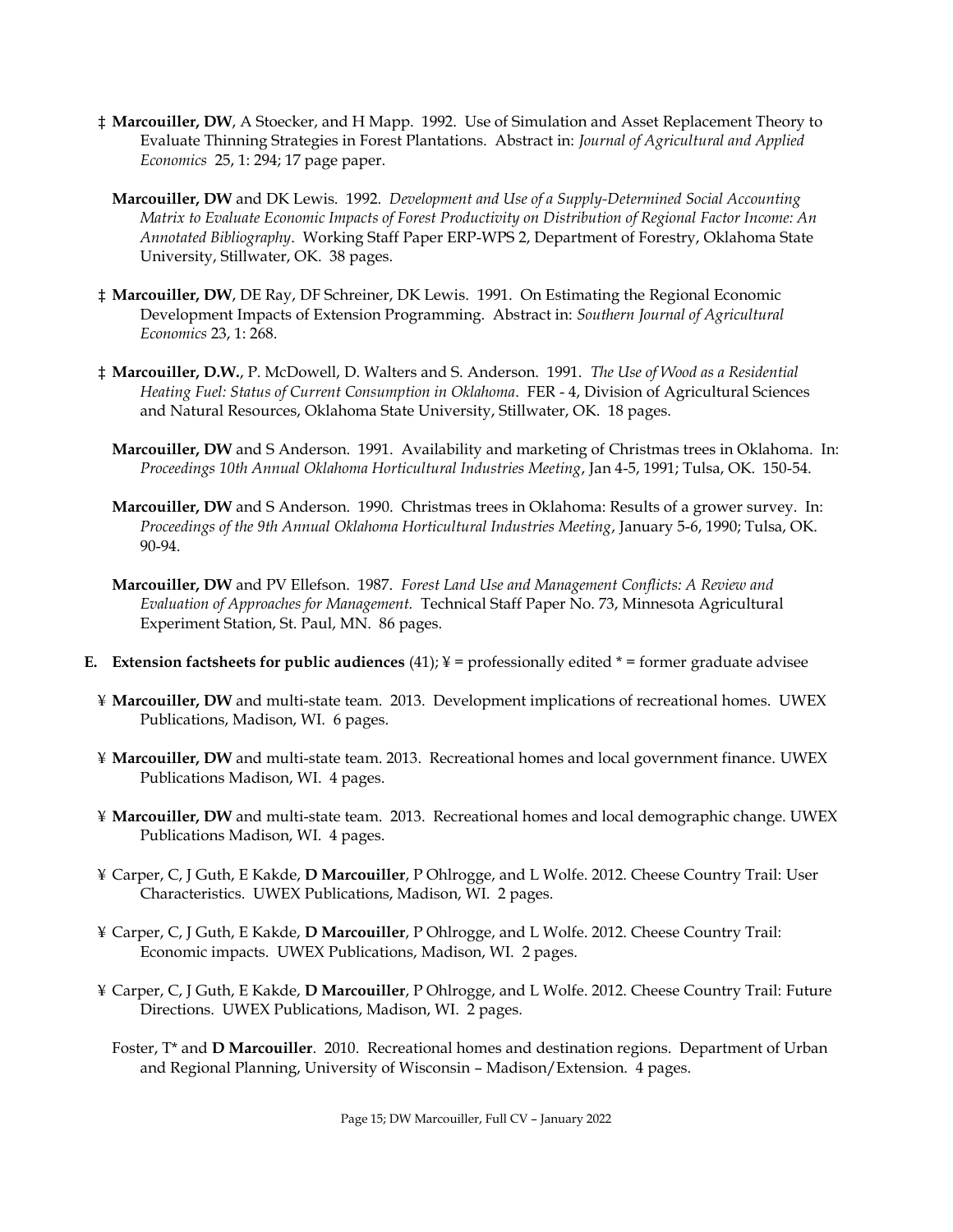‡ **Marcouiller, DW**, A Stoecker, and H Mapp. 1992. Use of Simulation and Asset Replacement Theory to Evaluate Thinning Strategies in Forest Plantations. Abstract in: *Journal of Agricultural and Applied Economics* 25, 1: 294; 17 page paper.

**Marcouiller, DW** and DK Lewis. 1992. *Development and Use of a Supply-Determined Social Accounting Matrix to Evaluate Economic Impacts of Forest Productivity on Distribution of Regional Factor Income: An Annotated Bibliography*. Working Staff Paper ERP-WPS 2, Department of Forestry, Oklahoma State University, Stillwater, OK. 38 pages.

‡ **Marcouiller, DW**, DE Ray, DF Schreiner, DK Lewis. 1991. On Estimating the Regional Economic Development Impacts of Extension Programming. Abstract in: *Southern Journal of Agricultural Economics* 23, 1: 268.

‡ **Marcouiller, D.W.**, P. McDowell, D. Walters and S. Anderson. 1991. *The Use of Wood as a Residential Heating Fuel: Status of Current Consumption in Oklahoma*. FER - 4, Division of Agricultural Sciences and Natural Resources, Oklahoma State University, Stillwater, OK. 18 pages.

**Marcouiller, DW** and S Anderson. 1991. Availability and marketing of Christmas trees in Oklahoma. In: *Proceedings 10th Annual Oklahoma Horticultural Industries Meeting*, Jan 4-5, 1991; Tulsa, OK. 150-54.

**Marcouiller, DW** and S Anderson. 1990. Christmas trees in Oklahoma: Results of a grower survey. In: *Proceedings of the 9th Annual Oklahoma Horticultural Industries Meeting*, January 5-6, 1990; Tulsa, OK. 90-94.

**Marcouiller, DW** and PV Ellefson. 1987. *Forest Land Use and Management Conflicts: A Review and Evaluation of Approaches for Management.* Technical Staff Paper No. 73, Minnesota Agricultural Experiment Station, St. Paul, MN. 86 pages.

**E. Extension factsheets for public audiences** (41); ¥ = professionally edited * = former graduate advisee

¥ **Marcouiller, DW** and multi-state team. 2013. Development implications of recreational homes. UWEX Publications, Madison, WI. 6 pages.

¥ **Marcouiller, DW** and multi-state team. 2013. Recreational homes and local government finance. UWEX Publications Madison, WI. 4 pages.

¥ **Marcouiller, DW** and multi-state team. 2013. Recreational homes and local demographic change. UWEX Publications Madison, WI. 4 pages.

¥ Carper, C, J Guth, E Kakde, **D Marcouiller**, P Ohlrogge, and L Wolfe. 2012. Cheese Country Trail: User Characteristics. UWEX Publications, Madison, WI. 2 pages.

¥ Carper, C, J Guth, E Kakde, **D Marcouiller**, P Ohlrogge, and L Wolfe. 2012. Cheese Country Trail: Economic impacts. UWEX Publications, Madison, WI. 2 pages.

¥ Carper, C, J Guth, E Kakde, **D Marcouiller**, P Ohlrogge, and L Wolfe. 2012. Cheese Country Trail: Future Directions. UWEX Publications, Madison, WI. 2 pages.

Foster, T* and **D Marcouiller**. 2010. Recreational homes and destination regions. Department of Urban and Regional Planning, University of Wisconsin – Madison/Extension. 4 pages.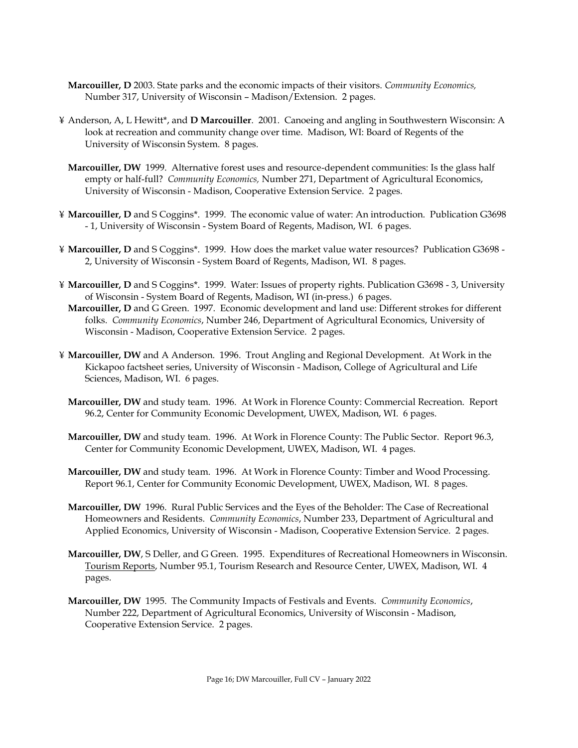**Marcouiller, D** 2003. State parks and the economic impacts of their visitors. *Community Economics,* Number 317, University of Wisconsin – Madison/Extension. 2 pages.

¥ Anderson, A, L Hewitt*, and **D Marcouiller**. 2001. Canoeing and angling in Southwestern Wisconsin: A look at recreation and community change over time. Madison, WI: Board of Regents of the University of Wisconsin System. 8 pages.

**Marcouiller, DW** 1999. Alternative forest uses and resource-dependent communities: Is the glass half empty or half-full? *Community Economics,* Number 271, Department of Agricultural Economics, University of Wisconsin - Madison, Cooperative Extension Service. 2 pages.

¥ **Marcouiller, D** and S Coggins*. 1999. The economic value of water: An introduction. Publication G3698 - 1, University of Wisconsin - System Board of Regents, Madison, WI. 6 pages.

¥ **Marcouiller, D** and S Coggins*. 1999. How does the market value water resources? Publication G3698 - 2, University of Wisconsin - System Board of Regents, Madison, WI. 8 pages.

¥ **Marcouiller, D** and S Coggins*. 1999. Water: Issues of property rights. Publication G3698 - 3, University of Wisconsin - System Board of Regents, Madison, WI (in-press.) 6 pages.

**Marcouiller, D** and G Green. 1997. Economic development and land use: Different strokes for different folks. *Community Economics*, Number 246, Department of Agricultural Economics, University of Wisconsin - Madison, Cooperative Extension Service. 2 pages.

¥ **Marcouiller, DW** and A Anderson. 1996. Trout Angling and Regional Development. At Work in the Kickapoo factsheet series, University of Wisconsin - Madison, College of Agricultural and Life Sciences, Madison, WI. 6 pages.

**Marcouiller, DW** and study team. 1996. At Work in Florence County: Commercial Recreation. Report 96.2, Center for Community Economic Development, UWEX, Madison, WI. 6 pages.

**Marcouiller, DW** and study team. 1996. At Work in Florence County: The Public Sector. Report 96.3, Center for Community Economic Development, UWEX, Madison, WI. 4 pages.

**Marcouiller, DW** and study team. 1996. At Work in Florence County: Timber and Wood Processing. Report 96.1, Center for Community Economic Development, UWEX, Madison, WI. 8 pages.

**Marcouiller, DW** 1996. Rural Public Services and the Eyes of the Beholder: The Case of Recreational Homeowners and Residents. *Community Economics*, Number 233, Department of Agricultural and Applied Economics, University of Wisconsin - Madison, Cooperative Extension Service. 2 pages.

**Marcouiller, DW**, S Deller, and G Green. 1995. Expenditures of Recreational Homeowners in Wisconsin. Tourism Reports, Number 95.1, Tourism Research and Resource Center, UWEX, Madison, WI. 4 pages.

**Marcouiller, DW** 1995. The Community Impacts of Festivals and Events. *Community Economics*, Number 222, Department of Agricultural Economics, University of Wisconsin - Madison, Cooperative Extension Service. 2 pages.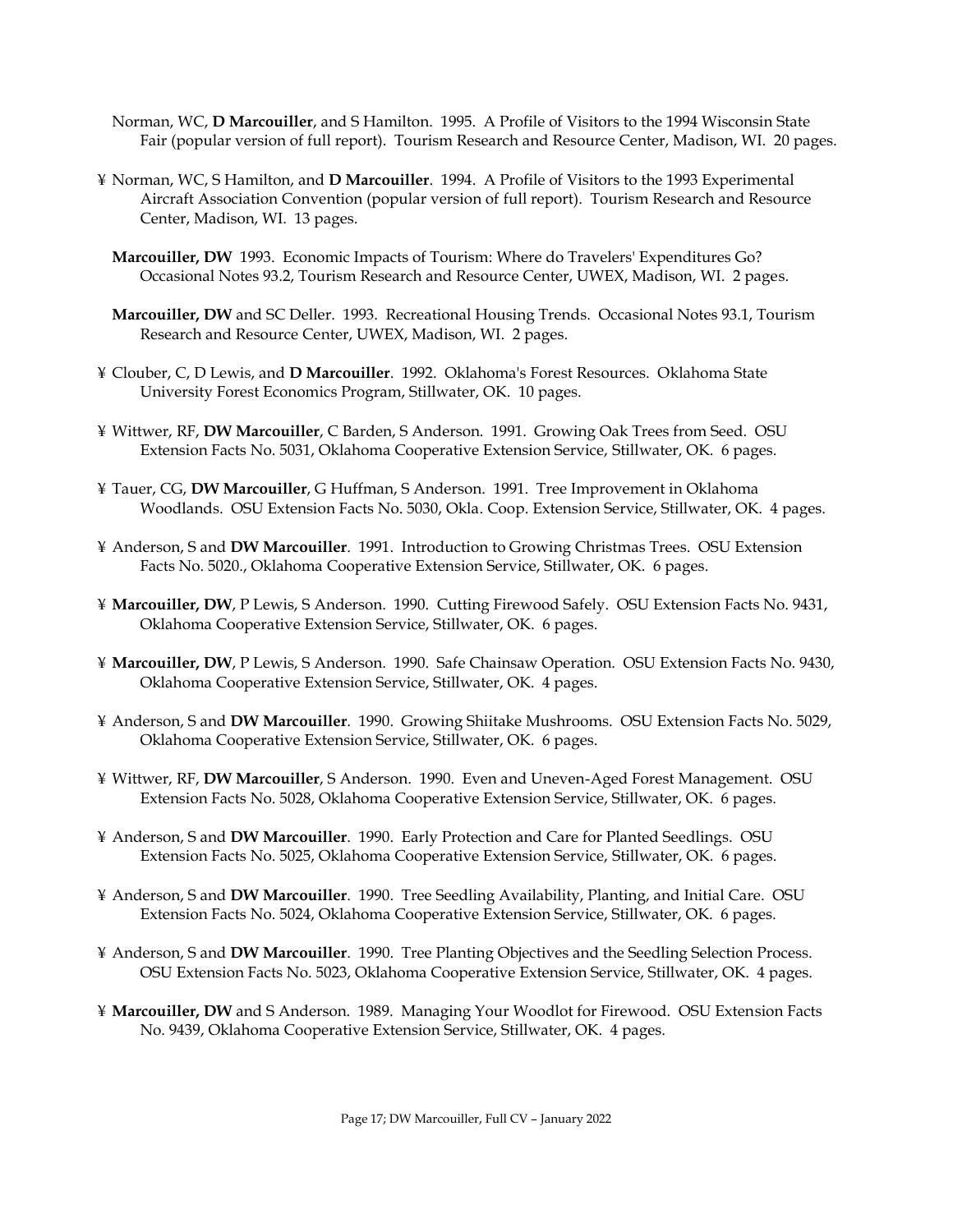Norman, WC, **D Marcouiller**, and S Hamilton. 1995. A Profile of Visitors to the 1994 Wisconsin State Fair (popular version of full report). Tourism Research and Resource Center, Madison, WI. 20 pages.

¥ Norman, WC, S Hamilton, and **D Marcouiller**. 1994. A Profile of Visitors to the 1993 Experimental Aircraft Association Convention (popular version of full report). Tourism Research and Resource Center, Madison, WI. 13 pages.

**Marcouiller, DW** 1993. Economic Impacts of Tourism: Where do Travelers' Expenditures Go? Occasional Notes 93.2, Tourism Research and Resource Center, UWEX, Madison, WI. 2 pages.

**Marcouiller, DW** and SC Deller. 1993. Recreational Housing Trends. Occasional Notes 93.1, Tourism Research and Resource Center, UWEX, Madison, WI. 2 pages.

¥ Clouber, C, D Lewis, and **D Marcouiller**. 1992. Oklahoma's Forest Resources. Oklahoma State University Forest Economics Program, Stillwater, OK. 10 pages.

¥ Wittwer, RF, **DW Marcouiller**, C Barden, S Anderson. 1991. Growing Oak Trees from Seed. OSU Extension Facts No. 5031, Oklahoma Cooperative Extension Service, Stillwater, OK. 6 pages.

¥ Tauer, CG, **DW Marcouiller**, G Huffman, S Anderson. 1991. Tree Improvement in Oklahoma Woodlands. OSU Extension Facts No. 5030, Okla. Coop. Extension Service, Stillwater, OK. 4 pages.

¥ Anderson, S and **DW Marcouiller**. 1991. Introduction to Growing Christmas Trees. OSU Extension Facts No. 5020., Oklahoma Cooperative Extension Service, Stillwater, OK. 6 pages.

¥ **Marcouiller, DW**, P Lewis, S Anderson. 1990. Cutting Firewood Safely. OSU Extension Facts No. 9431, Oklahoma Cooperative Extension Service, Stillwater, OK. 6 pages.

¥ **Marcouiller, DW**, P Lewis, S Anderson. 1990. Safe Chainsaw Operation. OSU Extension Facts No. 9430, Oklahoma Cooperative Extension Service, Stillwater, OK. 4 pages.

¥ Anderson, S and **DW Marcouiller**. 1990. Growing Shiitake Mushrooms. OSU Extension Facts No. 5029, Oklahoma Cooperative Extension Service, Stillwater, OK. 6 pages.

¥ Wittwer, RF, **DW Marcouiller**, S Anderson. 1990. Even and Uneven-Aged Forest Management. OSU Extension Facts No. 5028, Oklahoma Cooperative Extension Service, Stillwater, OK. 6 pages.

¥ Anderson, S and **DW Marcouiller**. 1990. Early Protection and Care for Planted Seedlings. OSU Extension Facts No. 5025, Oklahoma Cooperative Extension Service, Stillwater, OK. 6 pages.

¥ Anderson, S and **DW Marcouiller**. 1990. Tree Seedling Availability, Planting, and Initial Care. OSU Extension Facts No. 5024, Oklahoma Cooperative Extension Service, Stillwater, OK. 6 pages.

¥ Anderson, S and **DW Marcouiller**. 1990. Tree Planting Objectives and the Seedling Selection Process. OSU Extension Facts No. 5023, Oklahoma Cooperative Extension Service, Stillwater, OK. 4 pages.

¥ **Marcouiller, DW** and S Anderson. 1989. Managing Your Woodlot for Firewood. OSU Extension Facts No. 9439, Oklahoma Cooperative Extension Service, Stillwater, OK. 4 pages.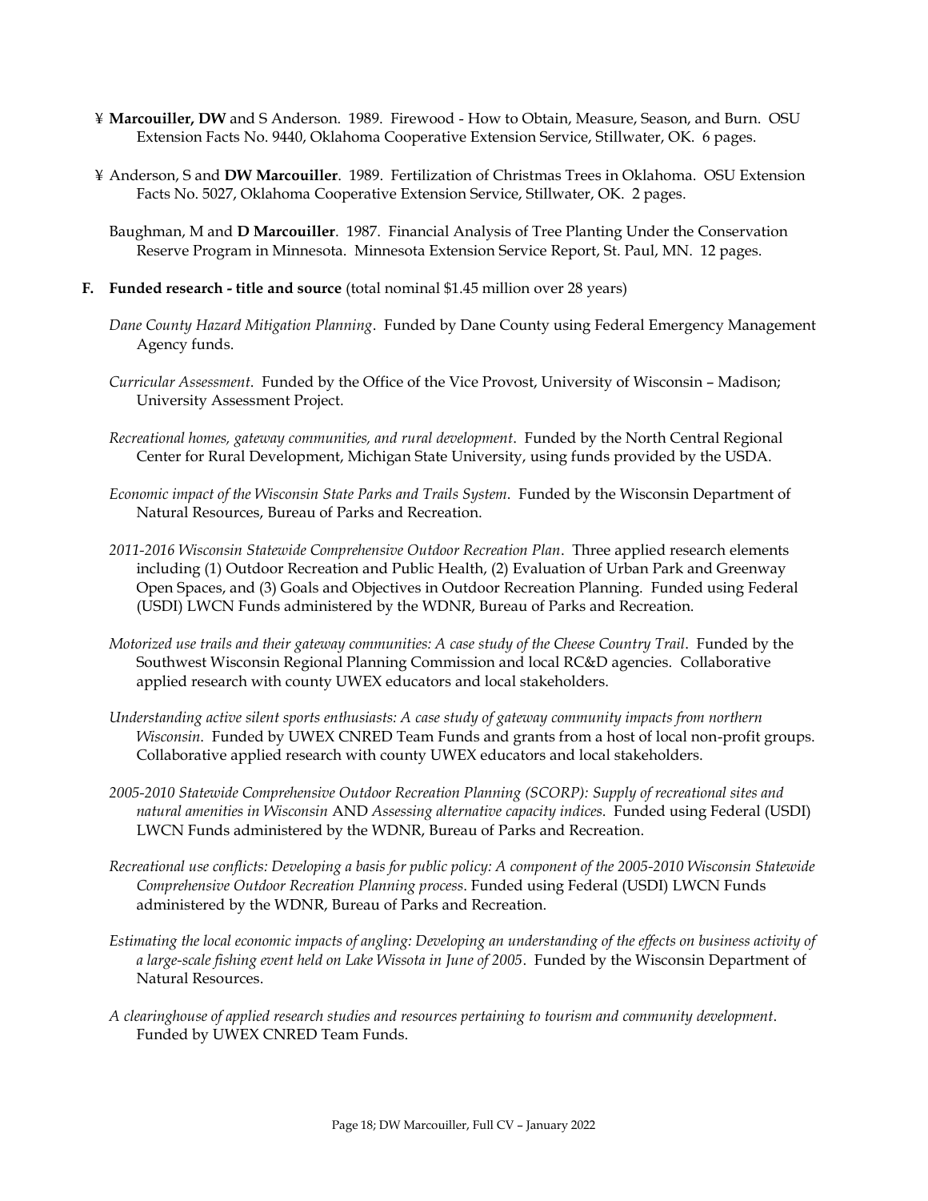¥ **Marcouiller, DW** and S Anderson. 1989. Firewood - How to Obtain, Measure, Season, and Burn. OSU Extension Facts No. 9440, Oklahoma Cooperative Extension Service, Stillwater, OK. 6 pages.

¥ Anderson, S and **DW Marcouiller**. 1989. Fertilization of Christmas Trees in Oklahoma. OSU Extension Facts No. 5027, Oklahoma Cooperative Extension Service, Stillwater, OK. 2 pages.

Baughman, M and **D Marcouiller**. 1987. Financial Analysis of Tree Planting Under the Conservation Reserve Program in Minnesota. Minnesota Extension Service Report, St. Paul, MN. 12 pages.

**F. Funded research - title and source** (total nominal $1.45 million over 28 years)

*Dane County Hazard Mitigation Planning*. Funded by Dane County using Federal Emergency Management Agency funds.

*Curricular Assessment*. Funded by the Office of the Vice Provost, University of Wisconsin – Madison; University Assessment Project.

*Recreational homes, gateway communities, and rural development*. Funded by the North Central Regional Center for Rural Development, Michigan State University, using funds provided by the USDA.

*Economic impact of the Wisconsin State Parks and Trails System*. Funded by the Wisconsin Department of Natural Resources, Bureau of Parks and Recreation.

*2011-2016 Wisconsin Statewide Comprehensive Outdoor Recreation Plan*. Three applied research elements including (1) Outdoor Recreation and Public Health, (2) Evaluation of Urban Park and Greenway Open Spaces, and (3) Goals and Objectives in Outdoor Recreation Planning. Funded using Federal (USDI) LWCN Funds administered by the WDNR, Bureau of Parks and Recreation.

*Motorized use trails and their gateway communities: A case study of the Cheese Country Trail*. Funded by the Southwest Wisconsin Regional Planning Commission and local RC&D agencies. Collaborative applied research with county UWEX educators and local stakeholders.

*Understanding active silent sports enthusiasts: A case study of gateway community impacts from northern Wisconsin*. Funded by UWEX CNRED Team Funds and grants from a host of local non-profit groups. Collaborative applied research with county UWEX educators and local stakeholders.

*2005-2010 Statewide Comprehensive Outdoor Recreation Planning (SCORP): Supply of recreational sites and natural amenities in Wisconsin* AND *Assessing alternative capacity indices*. Funded using Federal (USDI) LWCN Funds administered by the WDNR, Bureau of Parks and Recreation.

*Recreational use conflicts: Developing a basis for public policy: A component of the 2005-2010 Wisconsin Statewide Comprehensive Outdoor Recreation Planning process*. Funded using Federal (USDI) LWCN Funds administered by the WDNR, Bureau of Parks and Recreation.

*Estimating the local economic impacts of angling: Developing an understanding of the effects on business activity of a large-scale fishing event held on Lake Wissota in June of 2005*. Funded by the Wisconsin Department of Natural Resources.

*A clearinghouse of applied research studies and resources pertaining to tourism and community development*. Funded by UWEX CNRED Team Funds.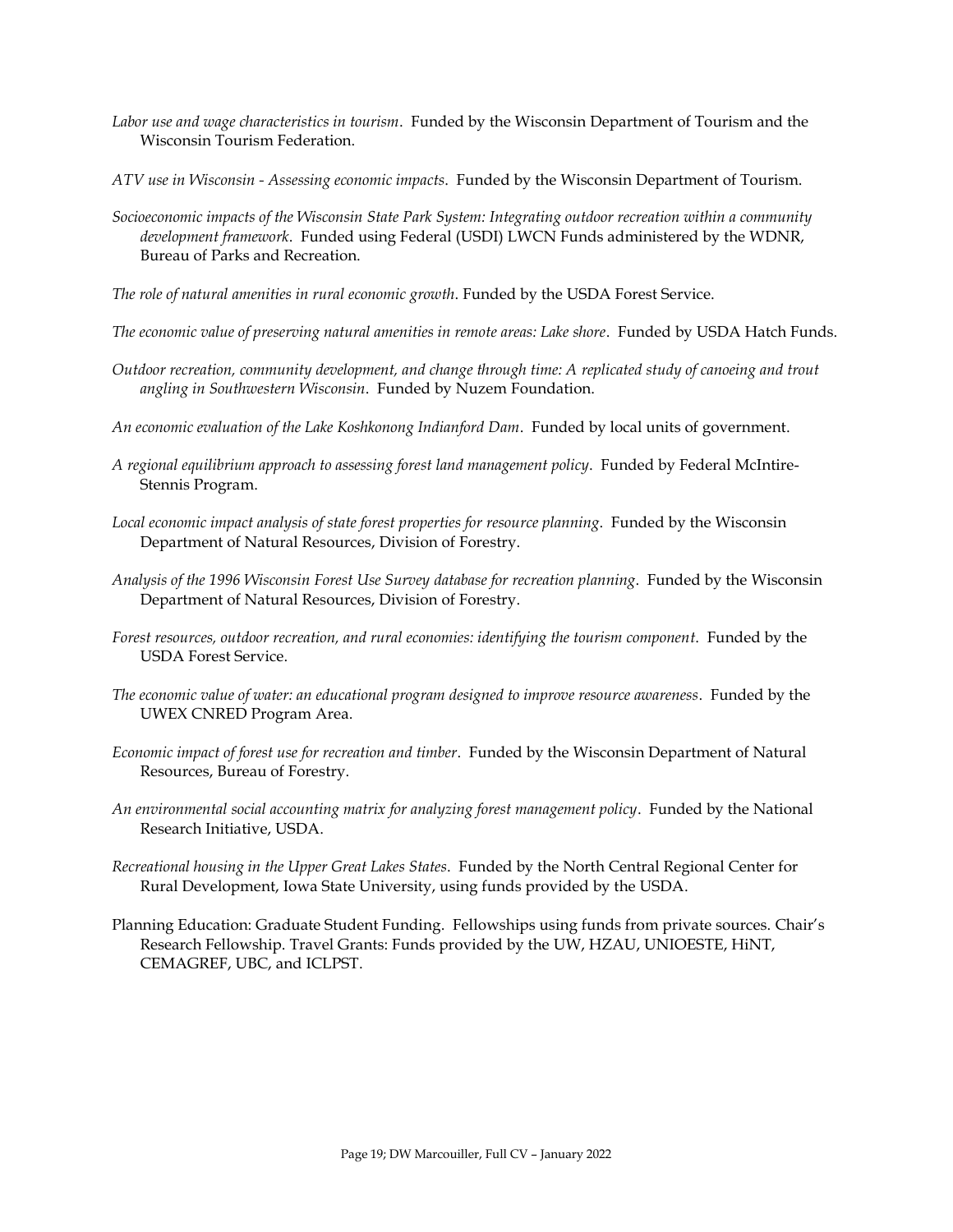*Labor use and wage characteristics in tourism*. Funded by the Wisconsin Department of Tourism and the Wisconsin Tourism Federation.

*ATV use in Wisconsin - Assessing economic impacts*. Funded by the Wisconsin Department of Tourism.

*Socioeconomic impacts of the Wisconsin State Park System: Integrating outdoor recreation within a community development framework*. Funded using Federal (USDI) LWCN Funds administered by the WDNR, Bureau of Parks and Recreation.

*The role of natural amenities in rural economic growth*. Funded by the USDA Forest Service.

*The economic value of preserving natural amenities in remote areas: Lake shore*. Funded by USDA Hatch Funds.

*Outdoor recreation, community development, and change through time: A replicated study of canoeing and trout angling in Southwestern Wisconsin*. Funded by Nuzem Foundation.

*An economic evaluation of the Lake Koshkonong Indianford Dam*. Funded by local units of government.

*A regional equilibrium approach to assessing forest land management policy*. Funded by Federal McIntire-Stennis Program.

*Local economic impact analysis of state forest properties for resource planning*. Funded by the Wisconsin Department of Natural Resources, Division of Forestry.

*Analysis of the 1996 Wisconsin Forest Use Survey database for recreation planning*. Funded by the Wisconsin Department of Natural Resources, Division of Forestry.

*Forest resources, outdoor recreation, and rural economies: identifying the tourism component*. Funded by the USDA Forest Service.

*The economic value of water: an educational program designed to improve resource awareness*. Funded by the UWEX CNRED Program Area.

*Economic impact of forest use for recreation and timber*. Funded by the Wisconsin Department of Natural Resources, Bureau of Forestry.

*An environmental social accounting matrix for analyzing forest management policy*. Funded by the National Research Initiative, USDA.

*Recreational housing in the Upper Great Lakes States*. Funded by the North Central Regional Center for Rural Development, Iowa State University, using funds provided by the USDA.

Planning Education: Graduate Student Funding. Fellowships using funds from private sources. Chair's Research Fellowship. Travel Grants: Funds provided by the UW, HZAU, UNIOESTE, HiNT, CEMAGREF, UBC, and ICLPST.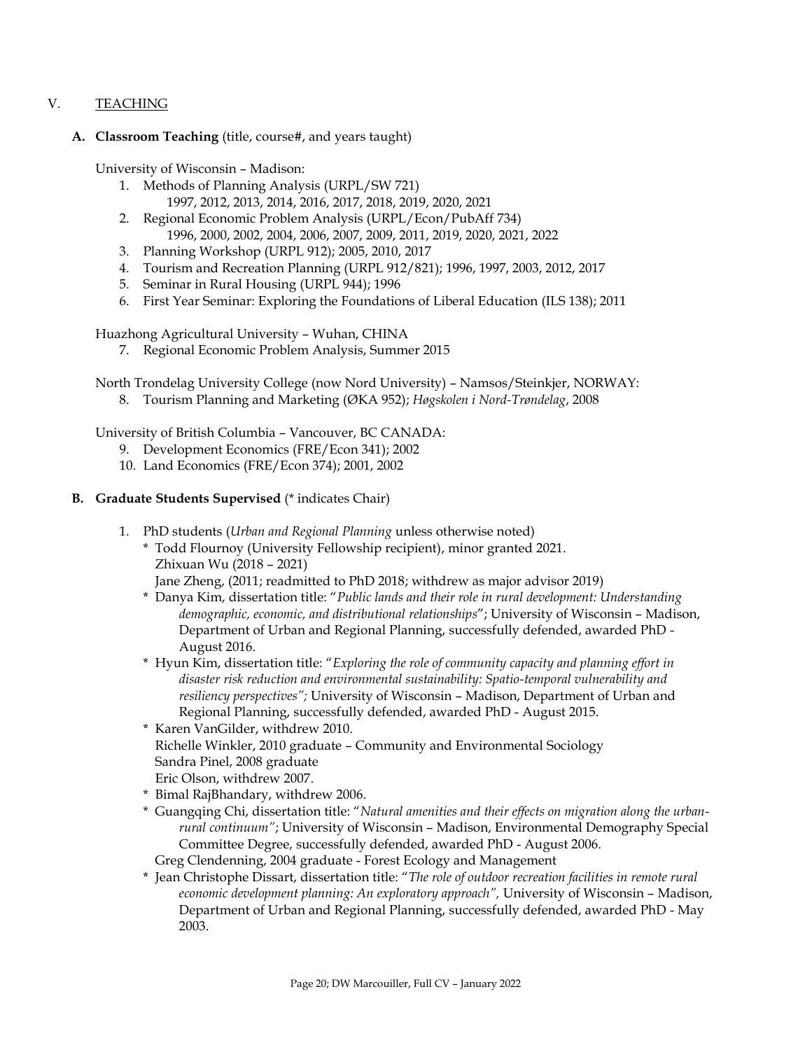## V. TEACHING

### A. Classroom Teaching (title, course#, and years taught)

University of Wisconsin – Madison:

1. Methods of Planning Analysis (URPL/SW 721)
   1997, 2012, 2013, 2014, 2016, 2017, 2018, 2019, 2020, 2021
2. Regional Economic Problem Analysis (URPL/Econ/PubAff 734)
   1996, 2000, 2002, 2004, 2006, 2007, 2009, 2011, 2019, 2020, 2021, 2022
3. Planning Workshop (URPL 912); 2005, 2010, 2017
4. Tourism and Recreation Planning (URPL 912/821); 1996, 1997, 2003, 2012, 2017
5. Seminar in Rural Housing (URPL 944); 1996
6. First Year Seminar: Exploring the Foundations of Liberal Education (ILS 138); 2011

Huazhong Agricultural University – Wuhan, CHINA

7. Regional Economic Problem Analysis, Summer 2015

North Trondelag University College (now Nord University) – Namsos/Steinkjer, NORWAY:

8. Tourism Planning and Marketing (ØKA 952); *Høgskolen i Nord-Trøndelag*, 2008

University of British Columbia – Vancouver, BC CANADA:

9. Development Economics (FRE/Econ 341); 2002
10. Land Economics (FRE/Econ 374); 2001, 2002

### B. Graduate Students Supervised (* indicates Chair)

1. PhD students (*Urban and Regional Planning* unless otherwise noted)
   - \* Todd Flournoy (University Fellowship recipient), minor granted 2021.
   - Zhixuan Wu (2018 – 2021)
   - Jane Zheng, (2011; readmitted to PhD 2018; withdrew as major advisor 2019)
   - \* Danya Kim, dissertation title: "*Public lands and their role in rural development: Understanding demographic, economic, and distributional relationships*"; University of Wisconsin – Madison, Department of Urban and Regional Planning, successfully defended, awarded PhD - August 2016.
   - \* Hyun Kim, dissertation title: "*Exploring the role of community capacity and planning effort in disaster risk reduction and environmental sustainability: Spatio-temporal vulnerability and resiliency perspectives";* University of Wisconsin – Madison, Department of Urban and Regional Planning, successfully defended, awarded PhD - August 2015.
   - \* Karen VanGilder, withdrew 2010.
   - Richelle Winkler, 2010 graduate – Community and Environmental Sociology
   - Sandra Pinel, 2008 graduate
   - Eric Olson, withdrew 2007.
   - \* Bimal RajBhandary, withdrew 2006.
   - \* Guangqing Chi, dissertation title: "*Natural amenities and their effects on migration along the urban-rural continuum"*; University of Wisconsin – Madison, Environmental Demography Special Committee Degree, successfully defended, awarded PhD - August 2006.
   - Greg Clendenning, 2004 graduate - Forest Ecology and Management
   - \* Jean Christophe Dissart, dissertation title: "*The role of outdoor recreation facilities in remote rural economic development planning: An exploratory approach",* University of Wisconsin – Madison, Department of Urban and Regional Planning, successfully defended, awarded PhD - May 2003.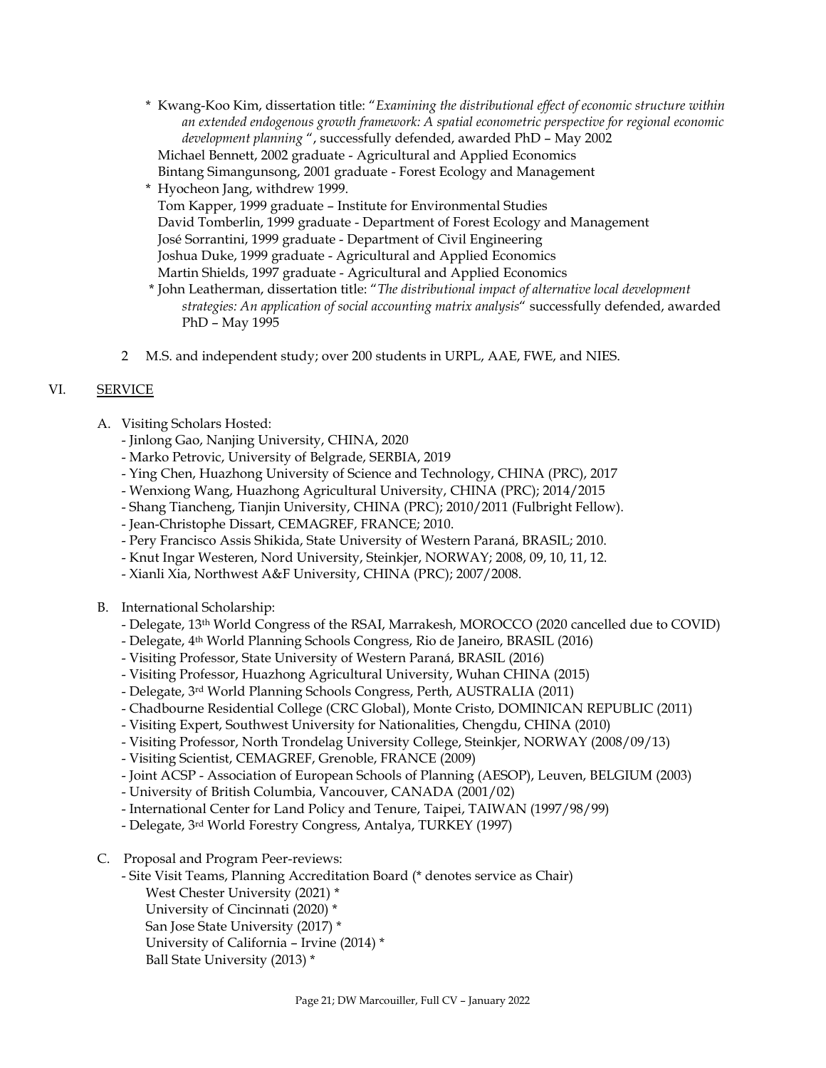* Kwang-Koo Kim, dissertation title: "*Examining the distributional effect of economic structure within an extended endogenous growth framework: A spatial econometric perspective for regional economic development planning* ", successfully defended, awarded PhD – May 2002

  Michael Bennett, 2002 graduate - Agricultural and Applied Economics

  Bintang Simangunsong, 2001 graduate - Forest Ecology and Management

* Hyocheon Jang, withdrew 1999.

  Tom Kapper, 1999 graduate – Institute for Environmental Studies

  David Tomberlin, 1999 graduate - Department of Forest Ecology and Management

  José Sorrantini, 1999 graduate - Department of Civil Engineering

  Joshua Duke, 1999 graduate - Agricultural and Applied Economics

  Martin Shields, 1997 graduate - Agricultural and Applied Economics

* John Leatherman, dissertation title: "*The distributional impact of alternative local development strategies: An application of social accounting matrix analysis*" successfully defended, awarded PhD – May 1995

2 M.S. and independent study; over 200 students in URPL, AAE, FWE, and NIES.

## VI. SERVICE

A. Visiting Scholars Hosted:

- Jinlong Gao, Nanjing University, CHINA, 2020
- Marko Petrovic, University of Belgrade, SERBIA, 2019
- Ying Chen, Huazhong University of Science and Technology, CHINA (PRC), 2017
- Wenxiong Wang, Huazhong Agricultural University, CHINA (PRC); 2014/2015
- Shang Tiancheng, Tianjin University, CHINA (PRC); 2010/2011 (Fulbright Fellow).
- Jean-Christophe Dissart, CEMAGREF, FRANCE; 2010.
- Pery Francisco Assis Shikida, State University of Western Paraná, BRASIL; 2010.
- Knut Ingar Westeren, Nord University, Steinkjer, NORWAY; 2008, 09, 10, 11, 12.
- Xianli Xia, Northwest A&F University, CHINA (PRC); 2007/2008.

B. International Scholarship:

- Delegate, 13th World Congress of the RSAI, Marrakesh, MOROCCO (2020 cancelled due to COVID)
- Delegate, 4th World Planning Schools Congress, Rio de Janeiro, BRASIL (2016)
- Visiting Professor, State University of Western Paraná, BRASIL (2016)
- Visiting Professor, Huazhong Agricultural University, Wuhan CHINA (2015)
- Delegate, 3rd World Planning Schools Congress, Perth, AUSTRALIA (2011)
- Chadbourne Residential College (CRC Global), Monte Cristo, DOMINICAN REPUBLIC (2011)
- Visiting Expert, Southwest University for Nationalities, Chengdu, CHINA (2010)
- Visiting Professor, North Trondelag University College, Steinkjer, NORWAY (2008/09/13)
- Visiting Scientist, CEMAGREF, Grenoble, FRANCE (2009)
- Joint ACSP - Association of European Schools of Planning (AESOP), Leuven, BELGIUM (2003)
- University of British Columbia, Vancouver, CANADA (2001/02)
- International Center for Land Policy and Tenure, Taipei, TAIWAN (1997/98/99)
- Delegate, 3rd World Forestry Congress, Antalya, TURKEY (1997)

C. Proposal and Program Peer-reviews:

- Site Visit Teams, Planning Accreditation Board (* denotes service as Chair)

  West Chester University (2021) *

  University of Cincinnati (2020) *

  San Jose State University (2017) *

  University of California – Irvine (2014) *

  Ball State University (2013) *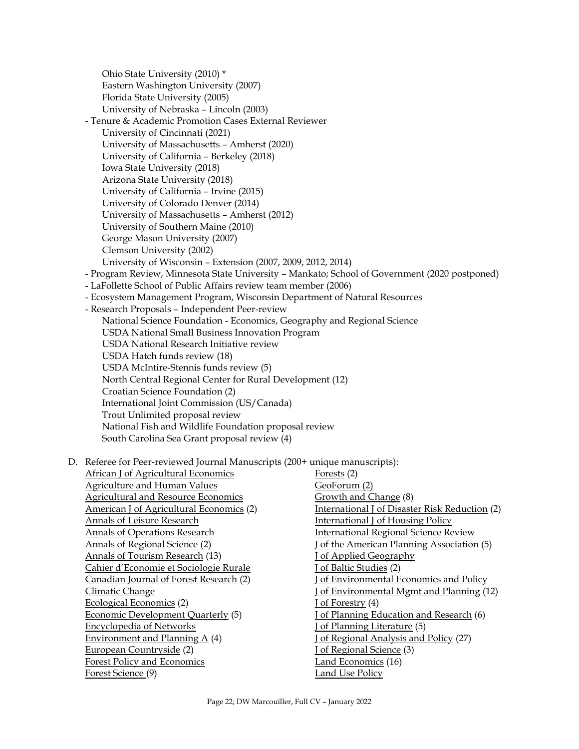Ohio State University (2010) *
Eastern Washington University (2007)
Florida State University (2005)
University of Nebraska – Lincoln (2003)

- Tenure & Academic Promotion Cases External Reviewer
  - University of Cincinnati (2021)
  - University of Massachusetts – Amherst (2020)
  - University of California – Berkeley (2018)
  - Iowa State University (2018)
  - Arizona State University (2018)
  - University of California – Irvine (2015)
  - University of Colorado Denver (2014)
  - University of Massachusetts – Amherst (2012)
  - University of Southern Maine (2010)
  - George Mason University (2007)
  - Clemson University (2002)
  - University of Wisconsin – Extension (2007, 2009, 2012, 2014)
- Program Review, Minnesota State University – Mankato; School of Government (2020 postponed)
- LaFollette School of Public Affairs review team member (2006)
- Ecosystem Management Program, Wisconsin Department of Natural Resources
- Research Proposals – Independent Peer-review
  - National Science Foundation - Economics, Geography and Regional Science
  - USDA National Small Business Innovation Program
  - USDA National Research Initiative review
  - USDA Hatch funds review (18)
  - USDA McIntire-Stennis funds review (5)
  - North Central Regional Center for Rural Development (12)
  - Croatian Science Foundation (2)
  - International Joint Commission (US/Canada)
  - Trout Unlimited proposal review
  - National Fish and Wildlife Foundation proposal review
  - South Carolina Sea Grant proposal review (4)

D. Referee for Peer-reviewed Journal Manuscripts (200+ unique manuscripts):

African J of Agricultural Economics
Agriculture and Human Values
Agricultural and Resource Economics
American J of Agricultural Economics (2)
Annals of Leisure Research
Annals of Operations Research
Annals of Regional Science (2)
Annals of Tourism Research (13)
Cahier d'Economie et Sociologie Rurale
Canadian Journal of Forest Research (2)
Climatic Change
Ecological Economics (2)
Economic Development Quarterly (5)
Encyclopedia of Networks
Environment and Planning A (4)
European Countryside (2)
Forest Policy and Economics
Forest Science (9)
Forests (2)
GeoForum (2)
Growth and Change (8)
International J of Disaster Risk Reduction (2)
International J of Housing Policy
International Regional Science Review
J of the American Planning Association (5)
J of Applied Geography
J of Baltic Studies (2)
J of Environmental Economics and Policy
J of Environmental Mgmt and Planning (12)
J of Forestry (4)
J of Planning Education and Research (6)
J of Planning Literature (5)
J of Regional Analysis and Policy (27)
J of Regional Science (3)
Land Economics (16)
Land Use Policy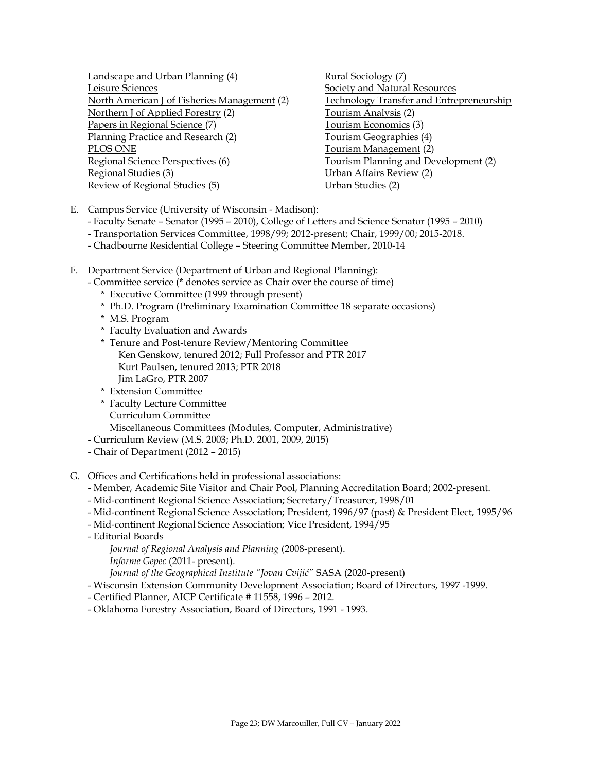- Landscape and Urban Planning (4)
- Leisure Sciences
- North American J of Fisheries Management (2)
- Northern J of Applied Forestry (2)
- Papers in Regional Science (7)
- Planning Practice and Research (2)
- PLOS ONE
- Regional Science Perspectives (6)
- Regional Studies (3)
- Review of Regional Studies (5)
- Rural Sociology (7)
- Society and Natural Resources
- Technology Transfer and Entrepreneurship
- Tourism Analysis (2)
- Tourism Economics (3)
- Tourism Geographies (4)
- Tourism Management (2)
- Tourism Planning and Development (2)
- Urban Affairs Review (2)
- Urban Studies (2)

E. Campus Service (University of Wisconsin - Madison):
   - Faculty Senate – Senator (1995 – 2010), College of Letters and Science Senator (1995 – 2010)
   - Transportation Services Committee, 1998/99; 2012-present; Chair, 1999/00; 2015-2018.
   - Chadbourne Residential College – Steering Committee Member, 2010-14

F. Department Service (Department of Urban and Regional Planning):
   - Committee service (* denotes service as Chair over the course of time)
     - \* Executive Committee (1999 through present)
     - \* Ph.D. Program (Preliminary Examination Committee 18 separate occasions)
     - \* M.S. Program
     - \* Faculty Evaluation and Awards
     - \* Tenure and Post-tenure Review/Mentoring Committee
       - Ken Genskow, tenured 2012; Full Professor and PTR 2017
       - Kurt Paulsen, tenured 2013; PTR 2018
       - Jim LaGro, PTR 2007
     - \* Extension Committee
     - \* Faculty Lecture Committee
     - Curriculum Committee
     - Miscellaneous Committees (Modules, Computer, Administrative)
   - Curriculum Review (M.S. 2003; Ph.D. 2001, 2009, 2015)
   - Chair of Department (2012 – 2015)

G. Offices and Certifications held in professional associations:
   - Member, Academic Site Visitor and Chair Pool, Planning Accreditation Board; 2002-present.
   - Mid-continent Regional Science Association; Secretary/Treasurer, 1998/01
   - Mid-continent Regional Science Association; President, 1996/97 (past) & President Elect, 1995/96
   - Mid-continent Regional Science Association; Vice President, 1994/95
   - Editorial Boards
     - *Journal of Regional Analysis and Planning* (2008-present).
     - *Informe Gepec* (2011- present).
     - *Journal of the Geographical Institute "Jovan Cvijić"* SASA (2020-present)
   - Wisconsin Extension Community Development Association; Board of Directors, 1997 -1999.
   - Certified Planner, AICP Certificate # 11558, 1996 – 2012.
   - Oklahoma Forestry Association, Board of Directors, 1991 - 1993.